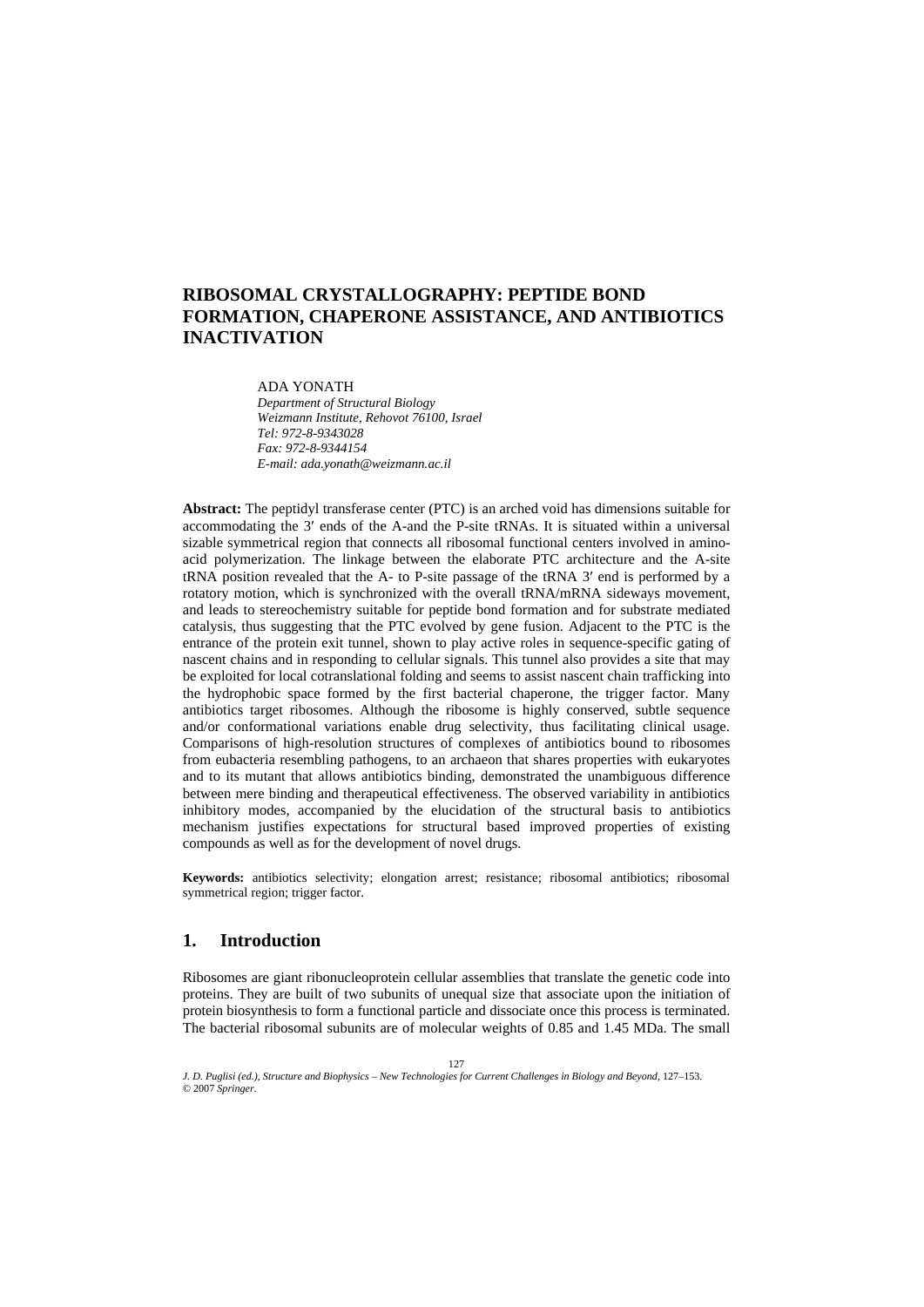# RIBOSOMAL CRYSTALLOGRAPHY: PEPTIDE BOND FORMATION, CHAPERONE ASSISTANCE, AND ANTIBIOTICS INACTIVATION

ADA YONATH
*Department of Structural Biology*
*Weizmann Institute, Rehovot 76100, Israel*
*Tel: 972-8-9343028*
*Fax: 972-8-9344154*
*E-mail: ada.yonath@weizmann.ac.il*

**Abstract:** The peptidyl transferase center (PTC) is an arched void has dimensions suitable for accommodating the 3′ ends of the A-and the P-site tRNAs. It is situated within a universal sizable symmetrical region that connects all ribosomal functional centers involved in amino-acid polymerization. The linkage between the elaborate PTC architecture and the A-site tRNA position revealed that the A- to P-site passage of the tRNA 3′ end is performed by a rotatory motion, which is synchronized with the overall tRNA/mRNA sideways movement, and leads to stereochemistry suitable for peptide bond formation and for substrate mediated catalysis, thus suggesting that the PTC evolved by gene fusion. Adjacent to the PTC is the entrance of the protein exit tunnel, shown to play active roles in sequence-specific gating of nascent chains and in responding to cellular signals. This tunnel also provides a site that may be exploited for local cotranslational folding and seems to assist nascent chain trafficking into the hydrophobic space formed by the first bacterial chaperone, the trigger factor. Many antibiotics target ribosomes. Although the ribosome is highly conserved, subtle sequence and/or conformational variations enable drug selectivity, thus facilitating clinical usage. Comparisons of high-resolution structures of complexes of antibiotics bound to ribosomes from eubacteria resembling pathogens, to an archaeon that shares properties with eukaryotes and to its mutant that allows antibiotics binding, demonstrated the unambiguous difference between mere binding and therapeutical effectiveness. The observed variability in antibiotics inhibitory modes, accompanied by the elucidation of the structural basis to antibiotics mechanism justifies expectations for structural based improved properties of existing compounds as well as for the development of novel drugs.

**Keywords:** antibiotics selectivity; elongation arrest; resistance; ribosomal antibiotics; ribosomal symmetrical region; trigger factor.

## 1. Introduction

Ribosomes are giant ribonucleoprotein cellular assemblies that translate the genetic code into proteins. They are built of two subunits of unequal size that associate upon the initiation of protein biosynthesis to form a functional particle and dissociate once this process is terminated. The bacterial ribosomal subunits are of molecular weights of 0.85 and 1.45 MDa. The small

*J. D. Puglisi (ed.), Structure and Biophysics – New Technologies for Current Challenges in Biology and Beyond*, 127–153.
© 2007 *Springer*.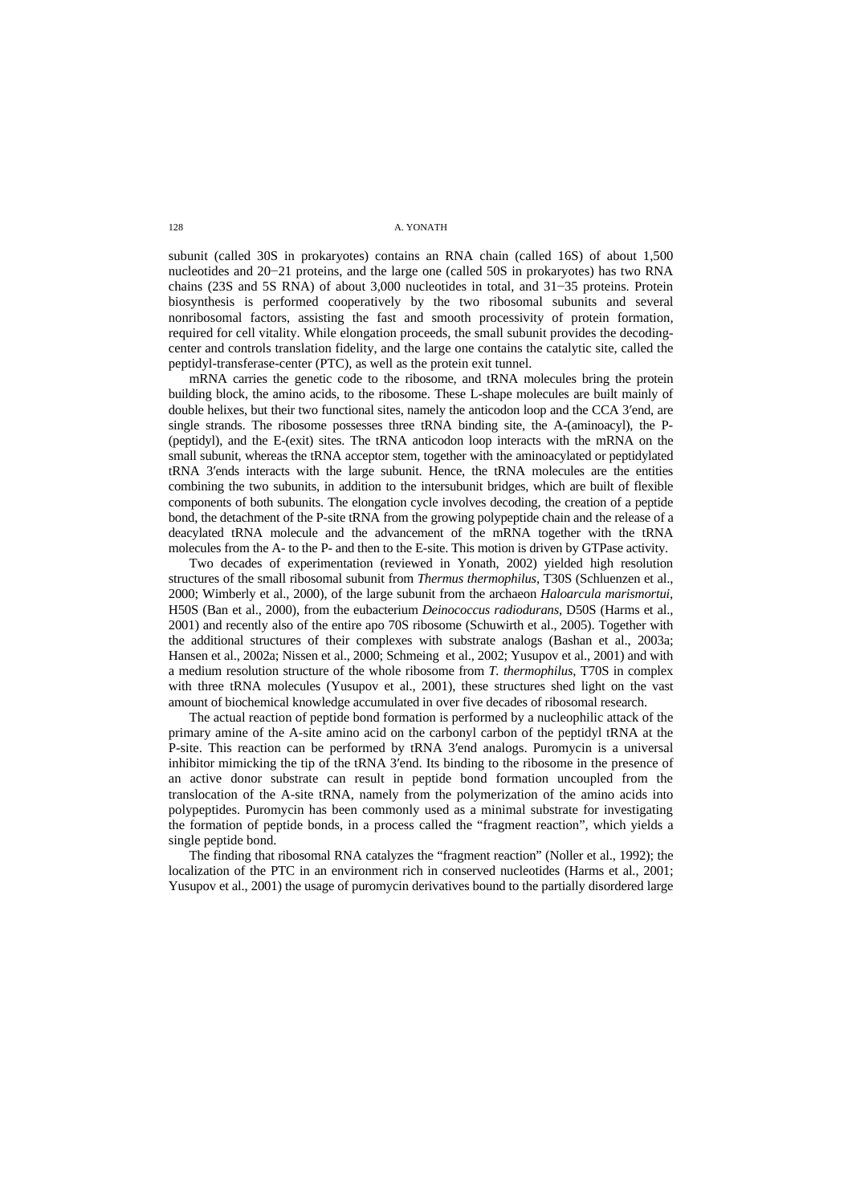subunit (called 30S in prokaryotes) contains an RNA chain (called 16S) of about 1,500 nucleotides and 20−21 proteins, and the large one (called 50S in prokaryotes) has two RNA chains (23S and 5S RNA) of about 3,000 nucleotides in total, and 31−35 proteins. Protein biosynthesis is performed cooperatively by the two ribosomal subunits and several nonribosomal factors, assisting the fast and smooth processivity of protein formation, required for cell vitality. While elongation proceeds, the small subunit provides the decoding-center and controls translation fidelity, and the large one contains the catalytic site, called the peptidyl-transferase-center (PTC), as well as the protein exit tunnel.

mRNA carries the genetic code to the ribosome, and tRNA molecules bring the protein building block, the amino acids, to the ribosome. These L-shape molecules are built mainly of double helixes, but their two functional sites, namely the anticodon loop and the CCA 3′end, are single strands. The ribosome possesses three tRNA binding site, the A-(aminoacyl), the P-(peptidyl), and the E-(exit) sites. The tRNA anticodon loop interacts with the mRNA on the small subunit, whereas the tRNA acceptor stem, together with the aminoacylated or peptidylated tRNA 3′ends interacts with the large subunit. Hence, the tRNA molecules are the entities combining the two subunits, in addition to the intersubunit bridges, which are built of flexible components of both subunits. The elongation cycle involves decoding, the creation of a peptide bond, the detachment of the P-site tRNA from the growing polypeptide chain and the release of a deacylated tRNA molecule and the advancement of the mRNA together with the tRNA molecules from the A- to the P- and then to the E-site. This motion is driven by GTPase activity.

Two decades of experimentation (reviewed in Yonath, 2002) yielded high resolution structures of the small ribosomal subunit from *Thermus thermophilus*, T30S (Schluenzen et al., 2000; Wimberly et al., 2000), of the large subunit from the archaeon *Haloarcula marismortui*, H50S (Ban et al., 2000), from the eubacterium *Deinococcus radiodurans*, D50S (Harms et al., 2001) and recently also of the entire apo 70S ribosome (Schuwirth et al., 2005). Together with the additional structures of their complexes with substrate analogs (Bashan et al., 2003a; Hansen et al., 2002a; Nissen et al., 2000; Schmeing et al., 2002; Yusupov et al., 2001) and with a medium resolution structure of the whole ribosome from *T. thermophilus*, T70S in complex with three tRNA molecules (Yusupov et al., 2001), these structures shed light on the vast amount of biochemical knowledge accumulated in over five decades of ribosomal research.

The actual reaction of peptide bond formation is performed by a nucleophilic attack of the primary amine of the A-site amino acid on the carbonyl carbon of the peptidyl tRNA at the P-site. This reaction can be performed by tRNA 3′end analogs. Puromycin is a universal inhibitor mimicking the tip of the tRNA 3′end. Its binding to the ribosome in the presence of an active donor substrate can result in peptide bond formation uncoupled from the translocation of the A-site tRNA, namely from the polymerization of the amino acids into polypeptides. Puromycin has been commonly used as a minimal substrate for investigating the formation of peptide bonds, in a process called the "fragment reaction", which yields a single peptide bond.

The finding that ribosomal RNA catalyzes the "fragment reaction" (Noller et al., 1992); the localization of the PTC in an environment rich in conserved nucleotides (Harms et al., 2001; Yusupov et al., 2001) the usage of puromycin derivatives bound to the partially disordered large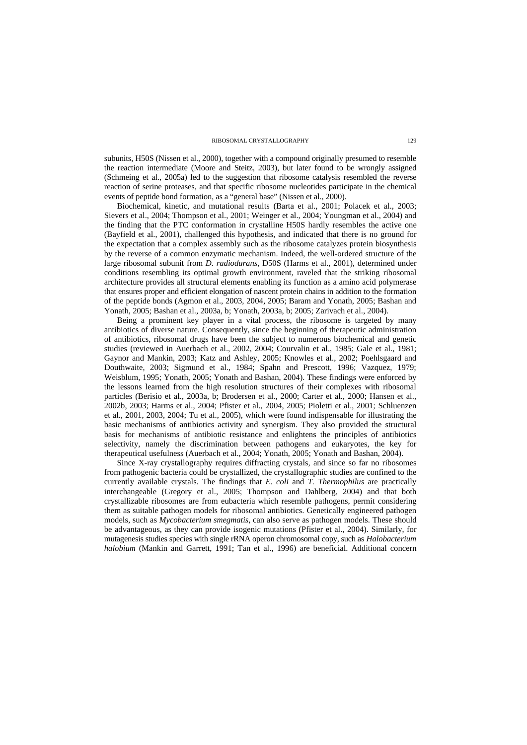subunits, H50S (Nissen et al., 2000), together with a compound originally presumed to resemble the reaction intermediate (Moore and Steitz, 2003), but later found to be wrongly assigned (Schmeing et al., 2005a) led to the suggestion that ribosome catalysis resembled the reverse reaction of serine proteases, and that specific ribosome nucleotides participate in the chemical events of peptide bond formation, as a "general base" (Nissen et al., 2000).

Biochemical, kinetic, and mutational results (Barta et al., 2001; Polacek et al., 2003; Sievers et al., 2004; Thompson et al., 2001; Weinger et al., 2004; Youngman et al., 2004) and the finding that the PTC conformation in crystalline H50S hardly resembles the active one (Bayfield et al., 2001), challenged this hypothesis, and indicated that there is no ground for the expectation that a complex assembly such as the ribosome catalyzes protein biosynthesis by the reverse of a common enzymatic mechanism. Indeed, the well-ordered structure of the large ribosomal subunit from *D. radiodurans*, D50S (Harms et al., 2001), determined under conditions resembling its optimal growth environment, raveled that the striking ribosomal architecture provides all structural elements enabling its function as a amino acid polymerase that ensures proper and efficient elongation of nascent protein chains in addition to the formation of the peptide bonds (Agmon et al., 2003, 2004, 2005; Baram and Yonath, 2005; Bashan and Yonath, 2005; Bashan et al., 2003a, b; Yonath, 2003a, b; 2005; Zarivach et al., 2004).

Being a prominent key player in a vital process, the ribosome is targeted by many antibiotics of diverse nature. Consequently, since the beginning of therapeutic administration of antibiotics, ribosomal drugs have been the subject to numerous biochemical and genetic studies (reviewed in Auerbach et al., 2002, 2004; Courvalin et al., 1985; Gale et al., 1981; Gaynor and Mankin, 2003; Katz and Ashley, 2005; Knowles et al., 2002; Poehlsgaard and Douthwaite, 2003; Sigmund et al., 1984; Spahn and Prescott, 1996; Vazquez, 1979; Weisblum, 1995; Yonath, 2005; Yonath and Bashan, 2004). These findings were enforced by the lessons learned from the high resolution structures of their complexes with ribosomal particles (Berisio et al., 2003a, b; Brodersen et al., 2000; Carter et al., 2000; Hansen et al., 2002b, 2003; Harms et al., 2004; Pfister et al., 2004, 2005; Pioletti et al., 2001; Schluenzen et al., 2001, 2003, 2004; Tu et al., 2005), which were found indispensable for illustrating the basic mechanisms of antibiotics activity and synergism. They also provided the structural basis for mechanisms of antibiotic resistance and enlightens the principles of antibiotics selectivity, namely the discrimination between pathogens and eukaryotes, the key for therapeutical usefulness (Auerbach et al., 2004; Yonath, 2005; Yonath and Bashan, 2004).

Since X-ray crystallography requires diffracting crystals, and since so far no ribosomes from pathogenic bacteria could be crystallized, the crystallographic studies are confined to the currently available crystals. The findings that *E. coli* and *T. Thermophilus* are practically interchangeable (Gregory et al., 2005; Thompson and Dahlberg, 2004) and that both crystallizable ribosomes are from eubacteria which resemble pathogens, permit considering them as suitable pathogen models for ribosomal antibiotics. Genetically engineered pathogen models, such as *Mycobacterium smegmatis*, can also serve as pathogen models. These should be advantageous, as they can provide isogenic mutations (Pfister et al., 2004). Similarly, for mutagenesis studies species with single rRNA operon chromosomal copy, such as *Halobacterium halobium* (Mankin and Garrett, 1991; Tan et al., 1996) are beneficial. Additional concern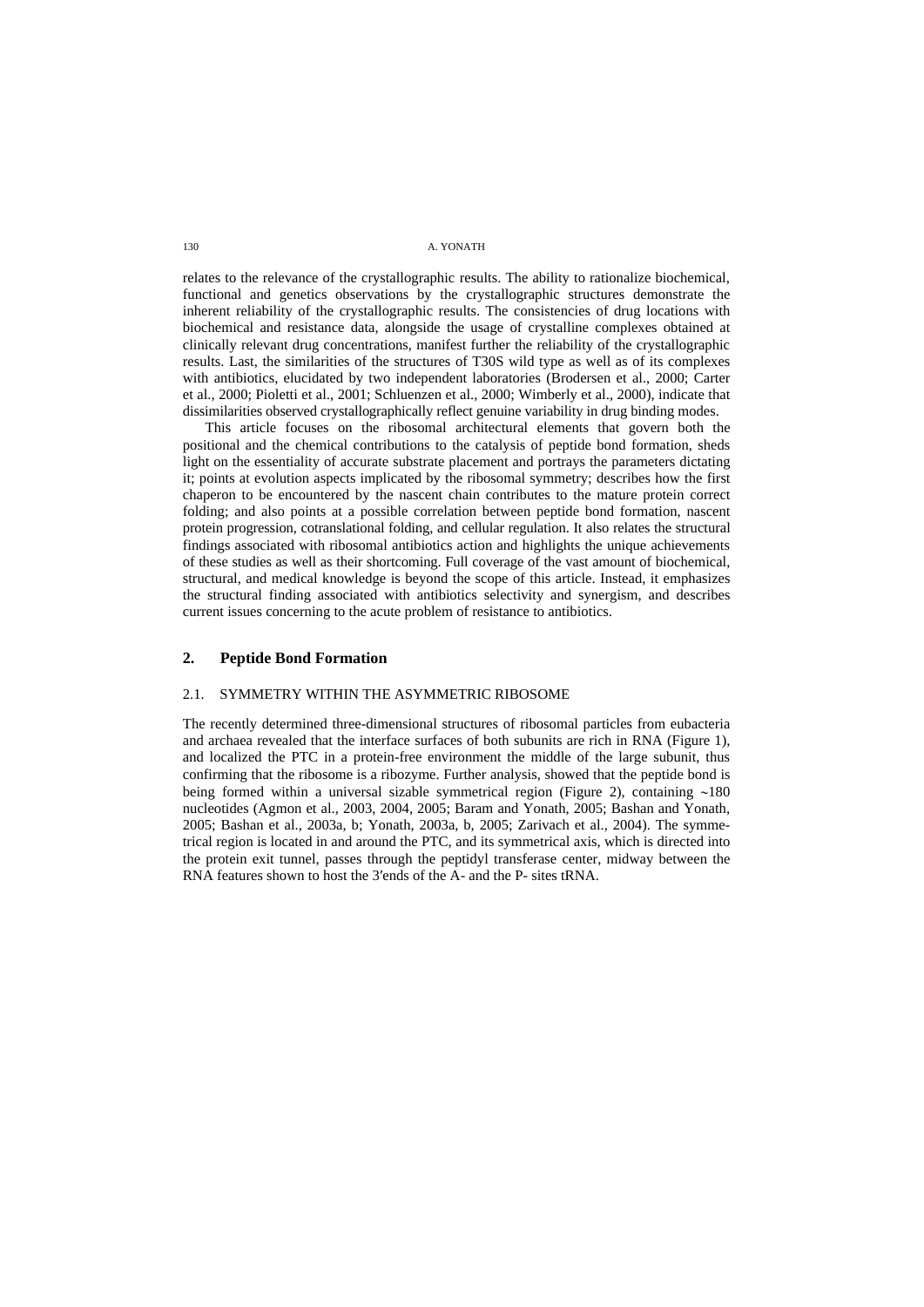relates to the relevance of the crystallographic results. The ability to rationalize biochemical, functional and genetics observations by the crystallographic structures demonstrate the inherent reliability of the crystallographic results. The consistencies of drug locations with biochemical and resistance data, alongside the usage of crystalline complexes obtained at clinically relevant drug concentrations, manifest further the reliability of the crystallographic results. Last, the similarities of the structures of T30S wild type as well as of its complexes with antibiotics, elucidated by two independent laboratories (Brodersen et al., 2000; Carter et al., 2000; Pioletti et al., 2001; Schluenzen et al., 2000; Wimberly et al., 2000), indicate that dissimilarities observed crystallographically reflect genuine variability in drug binding modes.

This article focuses on the ribosomal architectural elements that govern both the positional and the chemical contributions to the catalysis of peptide bond formation, sheds light on the essentiality of accurate substrate placement and portrays the parameters dictating it; points at evolution aspects implicated by the ribosomal symmetry; describes how the first chaperon to be encountered by the nascent chain contributes to the mature protein correct folding; and also points at a possible correlation between peptide bond formation, nascent protein progression, cotranslational folding, and cellular regulation. It also relates the structural findings associated with ribosomal antibiotics action and highlights the unique achievements of these studies as well as their shortcoming. Full coverage of the vast amount of biochemical, structural, and medical knowledge is beyond the scope of this article. Instead, it emphasizes the structural finding associated with antibiotics selectivity and synergism, and describes current issues concerning to the acute problem of resistance to antibiotics.

## 2. Peptide Bond Formation

### 2.1. SYMMETRY WITHIN THE ASYMMETRIC RIBOSOME

The recently determined three-dimensional structures of ribosomal particles from eubacteria and archaea revealed that the interface surfaces of both subunits are rich in RNA (Figure 1), and localized the PTC in a protein-free environment the middle of the large subunit, thus confirming that the ribosome is a ribozyme. Further analysis, showed that the peptide bond is being formed within a universal sizable symmetrical region (Figure 2), containing ~180 nucleotides (Agmon et al., 2003, 2004, 2005; Baram and Yonath, 2005; Bashan and Yonath, 2005; Bashan et al., 2003a, b; Yonath, 2003a, b, 2005; Zarivach et al., 2004). The symmetrical region is located in and around the PTC, and its symmetrical axis, which is directed into the protein exit tunnel, passes through the peptidyl transferase center, midway between the RNA features shown to host the 3′ends of the A- and the P- sites tRNA.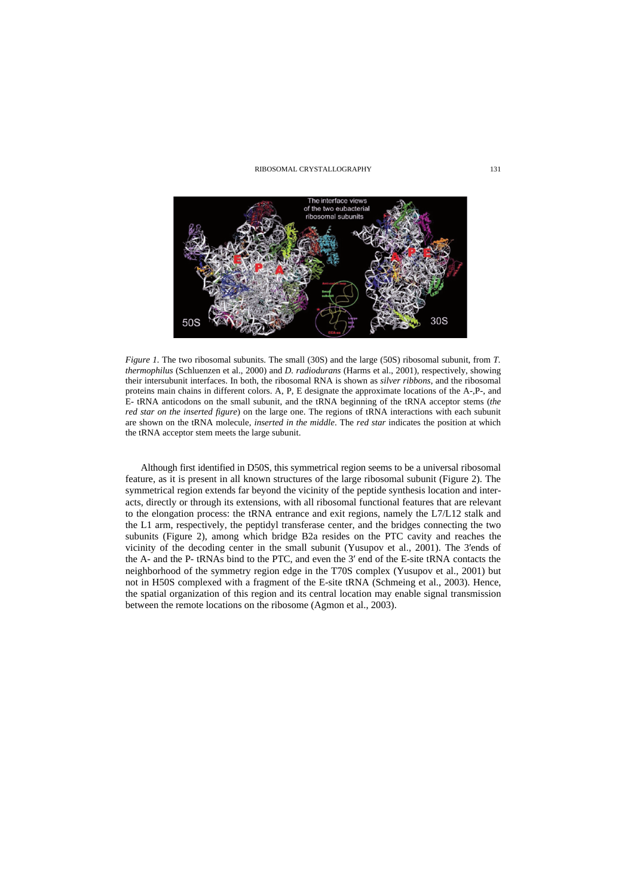*Figure 1*. The two ribosomal subunits. The small (30S) and the large (50S) ribosomal subunit, from *T. thermophilus* (Schluenzen et al., 2000) and *D. radiodurans* (Harms et al., 2001), respectively, showing their intersubunit interfaces. In both, the ribosomal RNA is shown as *silver ribbons*, and the ribosomal proteins main chains in different colors. A, P, E designate the approximate locations of the A-,P-, and E- tRNA anticodons on the small subunit, and the tRNA beginning of the tRNA acceptor stems (*the red star on the inserted figure*) on the large one. The regions of tRNA interactions with each subunit are shown on the tRNA molecule, *inserted in the middle*. The *red star* indicates the position at which the tRNA acceptor stem meets the large subunit.

Although first identified in D50S, this symmetrical region seems to be a universal ribosomal feature, as it is present in all known structures of the large ribosomal subunit (Figure 2). The symmetrical region extends far beyond the vicinity of the peptide synthesis location and interacts, directly or through its extensions, with all ribosomal functional features that are relevant to the elongation process: the tRNA entrance and exit regions, namely the L7/L12 stalk and the L1 arm, respectively, the peptidyl transferase center, and the bridges connecting the two subunits (Figure 2), among which bridge B2a resides on the PTC cavity and reaches the vicinity of the decoding center in the small subunit (Yusupov et al., 2001). The 3′ends of the A- and the P- tRNAs bind to the PTC, and even the 3′ end of the E-site tRNA contacts the neighborhood of the symmetry region edge in the T70S complex (Yusupov et al., 2001) but not in H50S complexed with a fragment of the E-site tRNA (Schmeing et al., 2003). Hence, the spatial organization of this region and its central location may enable signal transmission between the remote locations on the ribosome (Agmon et al., 2003).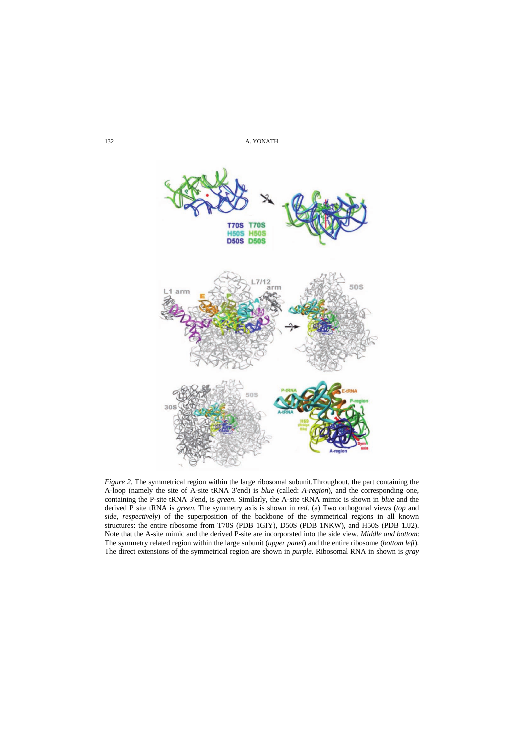*Figure 2.* The symmetrical region within the large ribosomal subunit.Throughout, the part containing the A-loop (namely the site of A-site tRNA 3′end) is *blue* (called: *A-region*), and the corresponding one, containing the P-site tRNA 3′end, is *green*. Similarly, the A-site tRNA mimic is shown in *blue* and the derived P site tRNA is *green*. The symmetry axis is shown in *red*. (a) Two orthogonal views (*top* and *side, respectively*) of the superposition of the backbone of the symmetrical regions in all known structures: the entire ribosome from T70S (PDB 1GIY), D50S (PDB 1NKW), and H50S (PDB 1JJ2). Note that the A-site mimic and the derived P-site are incorporated into the side view. *Middle and bottom*: The symmetry related region within the large subunit (*upper panel*) and the entire ribosome (*bottom left*). The direct extensions of the symmetrical region are shown in *purple*. Ribosomal RNA in shown is *gray*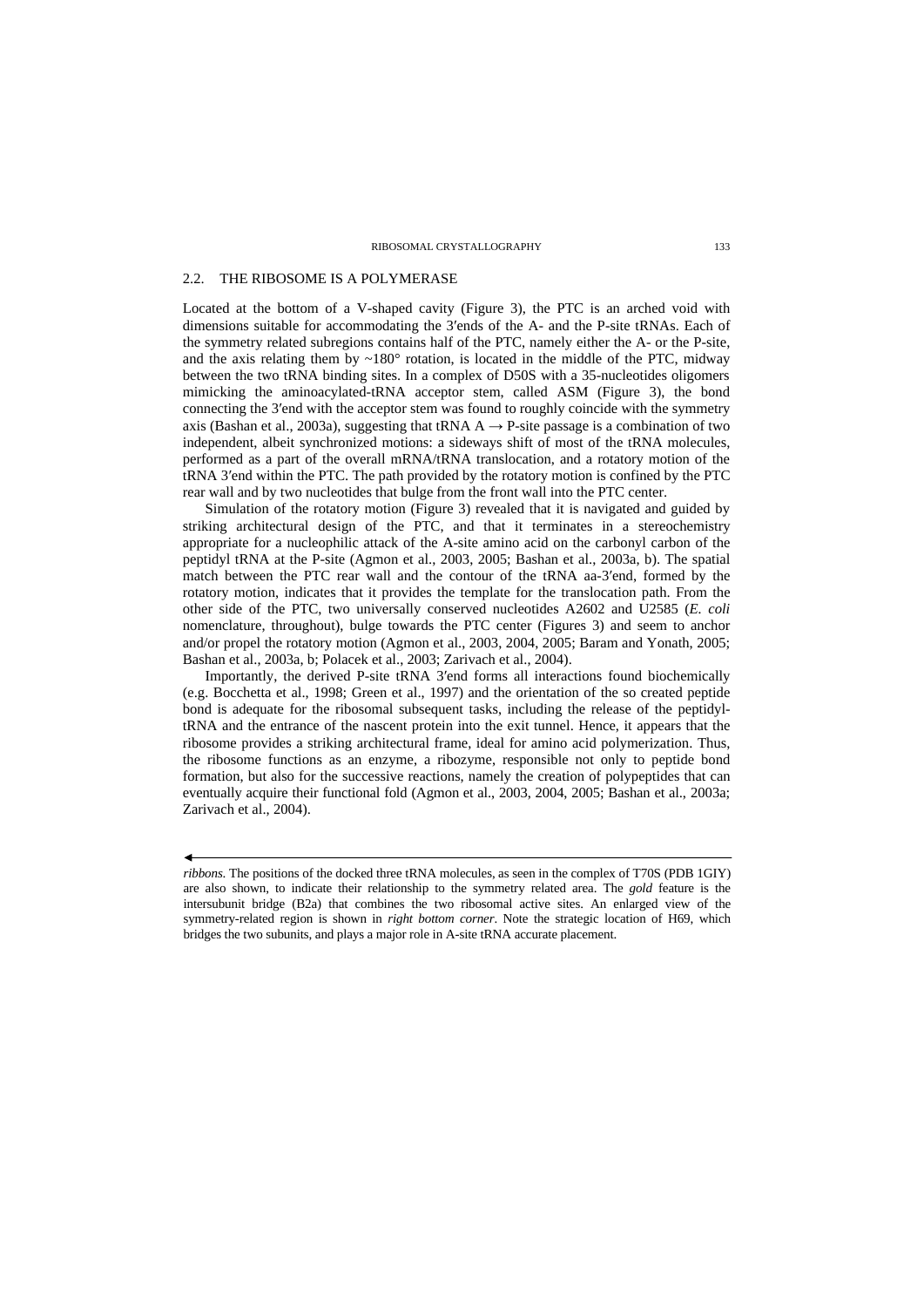## 2.2. THE RIBOSOME IS A POLYMERASE

Located at the bottom of a V-shaped cavity (Figure 3), the PTC is an arched void with dimensions suitable for accommodating the 3′ends of the A- and the P-site tRNAs. Each of the symmetry related subregions contains half of the PTC, namely either the A- or the P-site, and the axis relating them by ~180° rotation, is located in the middle of the PTC, midway between the two tRNA binding sites. In a complex of D50S with a 35-nucleotides oligomers mimicking the aminoacylated-tRNA acceptor stem, called ASM (Figure 3), the bond connecting the 3′end with the acceptor stem was found to roughly coincide with the symmetry axis (Bashan et al., 2003a), suggesting that tRNA A → P-site passage is a combination of two independent, albeit synchronized motions: a sideways shift of most of the tRNA molecules, performed as a part of the overall mRNA/tRNA translocation, and a rotatory motion of the tRNA 3′end within the PTC. The path provided by the rotatory motion is confined by the PTC rear wall and by two nucleotides that bulge from the front wall into the PTC center.

Simulation of the rotatory motion (Figure 3) revealed that it is navigated and guided by striking architectural design of the PTC, and that it terminates in a stereochemistry appropriate for a nucleophilic attack of the A-site amino acid on the carbonyl carbon of the peptidyl tRNA at the P-site (Agmon et al., 2003, 2005; Bashan et al., 2003a, b). The spatial match between the PTC rear wall and the contour of the tRNA aa-3′end, formed by the rotatory motion, indicates that it provides the template for the translocation path. From the other side of the PTC, two universally conserved nucleotides A2602 and U2585 (*E. coli* nomenclature, throughout), bulge towards the PTC center (Figures 3) and seem to anchor and/or propel the rotatory motion (Agmon et al., 2003, 2004, 2005; Baram and Yonath, 2005; Bashan et al., 2003a, b; Polacek et al., 2003; Zarivach et al., 2004).

Importantly, the derived P-site tRNA 3′end forms all interactions found biochemically (e.g. Bocchetta et al., 1998; Green et al., 1997) and the orientation of the so created peptide bond is adequate for the ribosomal subsequent tasks, including the release of the peptidyl-tRNA and the entrance of the nascent protein into the exit tunnel. Hence, it appears that the ribosome provides a striking architectural frame, ideal for amino acid polymerization. Thus, the ribosome functions as an enzyme, a ribozyme, responsible not only to peptide bond formation, but also for the successive reactions, namely the creation of polypeptides that can eventually acquire their functional fold (Agmon et al., 2003, 2004, 2005; Bashan et al., 2003a; Zarivach et al., 2004).

*ribbons.* The positions of the docked three tRNA molecules, as seen in the complex of T70S (PDB 1GIY) are also shown, to indicate their relationship to the symmetry related area. The *gold* feature is the intersubunit bridge (B2a) that combines the two ribosomal active sites. An enlarged view of the symmetry-related region is shown in *right bottom corner*. Note the strategic location of H69, which bridges the two subunits, and plays a major role in A-site tRNA accurate placement.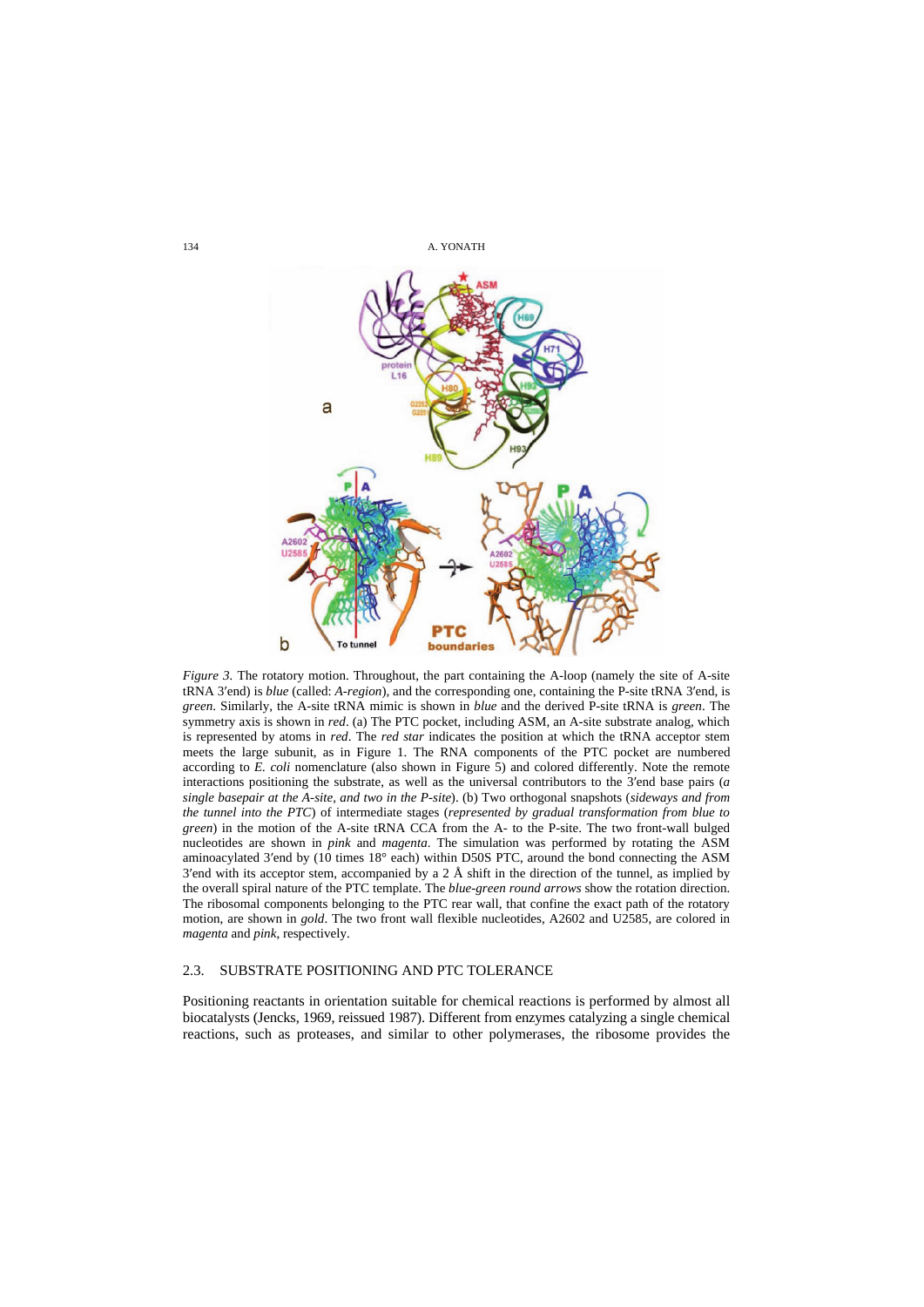*Figure 3.* The rotatory motion. Throughout, the part containing the A-loop (namely the site of A-site tRNA 3′end) is *blue* (called: *A-region*), and the corresponding one, containing the P-site tRNA 3′end, is *green*. Similarly, the A-site tRNA mimic is shown in *blue* and the derived P-site tRNA is *green*. The symmetry axis is shown in *red*. (a) The PTC pocket, including ASM, an A-site substrate analog, which is represented by atoms in *red*. The *red star* indicates the position at which the tRNA acceptor stem meets the large subunit, as in Figure 1. The RNA components of the PTC pocket are numbered according to *E. coli* nomenclature (also shown in Figure 5) and colored differently. Note the remote interactions positioning the substrate, as well as the universal contributors to the 3′end base pairs (*a single basepair at the A-site, and two in the P-site*). (b) Two orthogonal snapshots (*sideways and from the tunnel into the PTC*) of intermediate stages (*represented by gradual transformation from blue to green*) in the motion of the A-site tRNA CCA from the A- to the P-site. The two front-wall bulged nucleotides are shown in *pink* and *magenta*. The simulation was performed by rotating the ASM aminoacylated 3′end by (10 times 18° each) within D50S PTC, around the bond connecting the ASM 3′end with its acceptor stem, accompanied by a 2 Å shift in the direction of the tunnel, as implied by the overall spiral nature of the PTC template. The *blue-green round arrows* show the rotation direction. The ribosomal components belonging to the PTC rear wall, that confine the exact path of the rotatory motion, are shown in *gold*. The two front wall flexible nucleotides, A2602 and U2585, are colored in *magenta* and *pink*, respectively.

### 2.3. SUBSTRATE POSITIONING AND PTC TOLERANCE

Positioning reactants in orientation suitable for chemical reactions is performed by almost all biocatalysts (Jencks, 1969, reissued 1987). Different from enzymes catalyzing a single chemical reactions, such as proteases, and similar to other polymerases, the ribosome provides the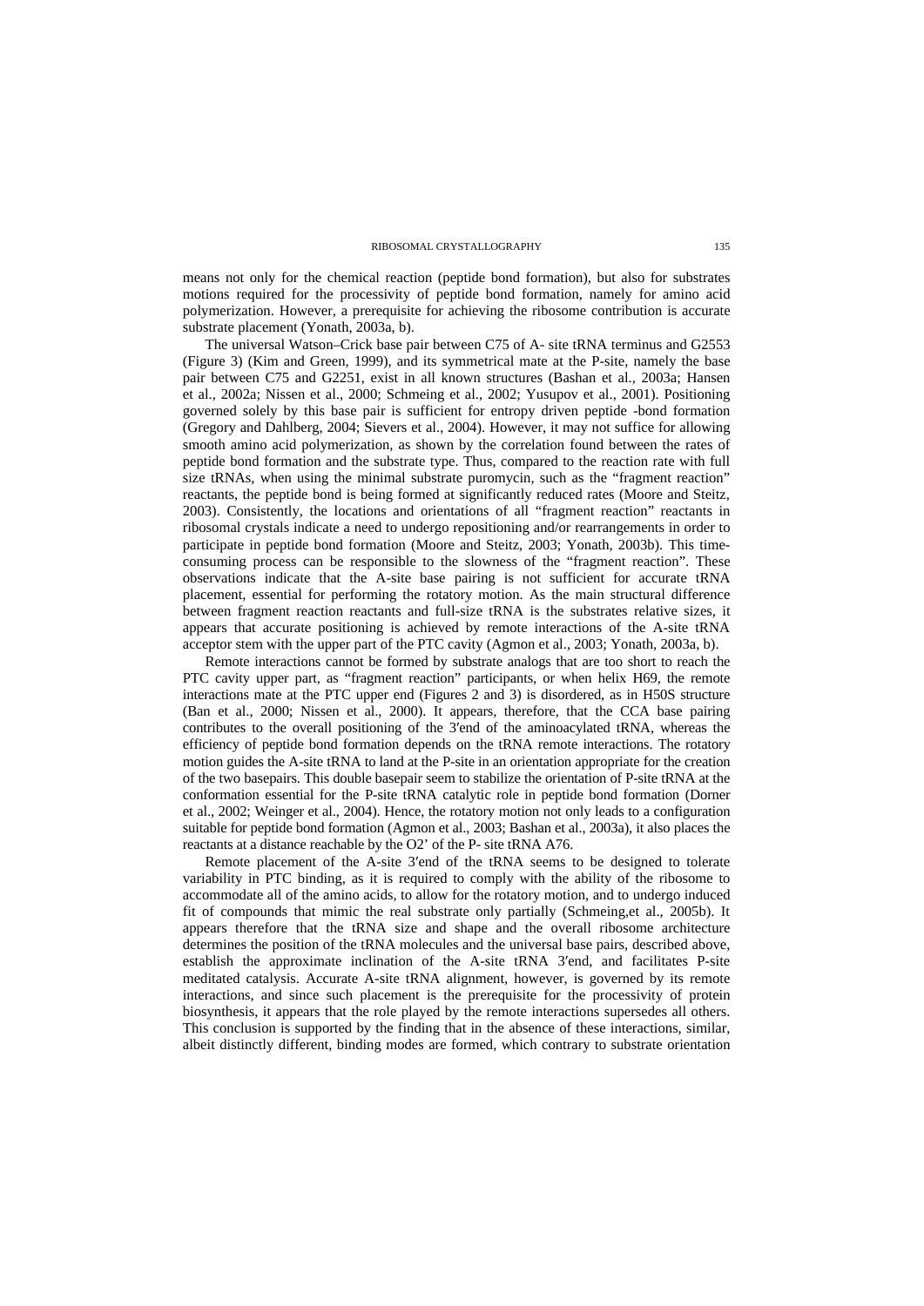means not only for the chemical reaction (peptide bond formation), but also for substrates motions required for the processivity of peptide bond formation, namely for amino acid polymerization. However, a prerequisite for achieving the ribosome contribution is accurate substrate placement (Yonath, 2003a, b).

The universal Watson–Crick base pair between C75 of A- site tRNA terminus and G2553 (Figure 3) (Kim and Green, 1999), and its symmetrical mate at the P-site, namely the base pair between C75 and G2251, exist in all known structures (Bashan et al., 2003a; Hansen et al., 2002a; Nissen et al., 2000; Schmeing et al., 2002; Yusupov et al., 2001). Positioning governed solely by this base pair is sufficient for entropy driven peptide -bond formation (Gregory and Dahlberg, 2004; Sievers et al., 2004). However, it may not suffice for allowing smooth amino acid polymerization, as shown by the correlation found between the rates of peptide bond formation and the substrate type. Thus, compared to the reaction rate with full size tRNAs, when using the minimal substrate puromycin, such as the "fragment reaction" reactants, the peptide bond is being formed at significantly reduced rates (Moore and Steitz, 2003). Consistently, the locations and orientations of all "fragment reaction" reactants in ribosomal crystals indicate a need to undergo repositioning and/or rearrangements in order to participate in peptide bond formation (Moore and Steitz, 2003; Yonath, 2003b). This time-consuming process can be responsible to the slowness of the "fragment reaction". These observations indicate that the A-site base pairing is not sufficient for accurate tRNA placement, essential for performing the rotatory motion. As the main structural difference between fragment reaction reactants and full-size tRNA is the substrates relative sizes, it appears that accurate positioning is achieved by remote interactions of the A-site tRNA acceptor stem with the upper part of the PTC cavity (Agmon et al., 2003; Yonath, 2003a, b).

Remote interactions cannot be formed by substrate analogs that are too short to reach the PTC cavity upper part, as "fragment reaction" participants, or when helix H69, the remote interactions mate at the PTC upper end (Figures 2 and 3) is disordered, as in H50S structure (Ban et al., 2000; Nissen et al., 2000). It appears, therefore, that the CCA base pairing contributes to the overall positioning of the 3′end of the aminoacylated tRNA, whereas the efficiency of peptide bond formation depends on the tRNA remote interactions. The rotatory motion guides the A-site tRNA to land at the P-site in an orientation appropriate for the creation of the two basepairs. This double basepair seem to stabilize the orientation of P-site tRNA at the conformation essential for the P-site tRNA catalytic role in peptide bond formation (Dorner et al., 2002; Weinger et al., 2004). Hence, the rotatory motion not only leads to a configuration suitable for peptide bond formation (Agmon et al., 2003; Bashan et al., 2003a), it also places the reactants at a distance reachable by the O2' of the P- site tRNA A76.

Remote placement of the A-site 3′end of the tRNA seems to be designed to tolerate variability in PTC binding, as it is required to comply with the ability of the ribosome to accommodate all of the amino acids, to allow for the rotatory motion, and to undergo induced fit of compounds that mimic the real substrate only partially (Schmeing,et al., 2005b). It appears therefore that the tRNA size and shape and the overall ribosome architecture determines the position of the tRNA molecules and the universal base pairs, described above, establish the approximate inclination of the A-site tRNA 3′end, and facilitates P-site meditated catalysis. Accurate A-site tRNA alignment, however, is governed by its remote interactions, and since such placement is the prerequisite for the processivity of protein biosynthesis, it appears that the role played by the remote interactions supersedes all others. This conclusion is supported by the finding that in the absence of these interactions, similar, albeit distinctly different, binding modes are formed, which contrary to substrate orientation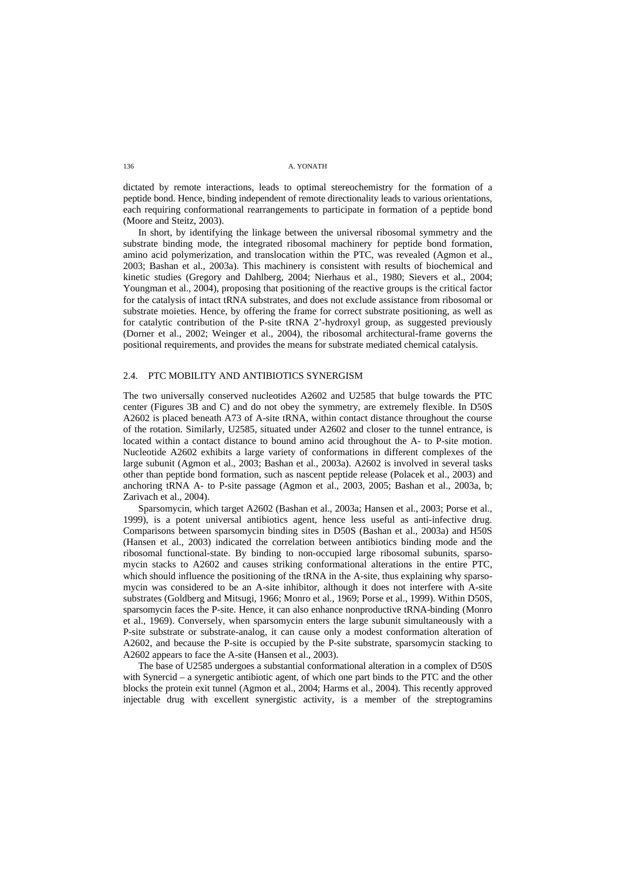dictated by remote interactions, leads to optimal stereochemistry for the formation of a peptide bond. Hence, binding independent of remote directionality leads to various orientations, each requiring conformational rearrangements to participate in formation of a peptide bond (Moore and Steitz, 2003).

In short, by identifying the linkage between the universal ribosomal symmetry and the substrate binding mode, the integrated ribosomal machinery for peptide bond formation, amino acid polymerization, and translocation within the PTC, was revealed (Agmon et al., 2003; Bashan et al., 2003a). This machinery is consistent with results of biochemical and kinetic studies (Gregory and Dahlberg, 2004; Nierhaus et al., 1980; Sievers et al., 2004; Youngman et al., 2004), proposing that positioning of the reactive groups is the critical factor for the catalysis of intact tRNA substrates, and does not exclude assistance from ribosomal or substrate moieties. Hence, by offering the frame for correct substrate positioning, as well as for catalytic contribution of the P-site tRNA 2'-hydroxyl group, as suggested previously (Dorner et al., 2002; Weinger et al., 2004), the ribosomal architectural-frame governs the positional requirements, and provides the means for substrate mediated chemical catalysis.

## 2.4. PTC MOBILITY AND ANTIBIOTICS SYNERGISM

The two universally conserved nucleotides A2602 and U2585 that bulge towards the PTC center (Figures 3B and C) and do not obey the symmetry, are extremely flexible. In D50S A2602 is placed beneath A73 of A-site tRNA, within contact distance throughout the course of the rotation. Similarly, U2585, situated under A2602 and closer to the tunnel entrance, is located within a contact distance to bound amino acid throughout the A- to P-site motion. Nucleotide A2602 exhibits a large variety of conformations in different complexes of the large subunit (Agmon et al., 2003; Bashan et al., 2003a). A2602 is involved in several tasks other than peptide bond formation, such as nascent peptide release (Polacek et al., 2003) and anchoring tRNA A- to P-site passage (Agmon et al., 2003, 2005; Bashan et al., 2003a, b; Zarivach et al., 2004).

Sparsomycin, which target A2602 (Bashan et al., 2003a; Hansen et al., 2003; Porse et al., 1999), is a potent universal antibiotics agent, hence less useful as anti-infective drug. Comparisons between sparsomycin binding sites in D50S (Bashan et al., 2003a) and H50S (Hansen et al., 2003) indicated the correlation between antibiotics binding mode and the ribosomal functional-state. By binding to non-occupied large ribosomal subunits, sparsomycin stacks to A2602 and causes striking conformational alterations in the entire PTC, which should influence the positioning of the tRNA in the A-site, thus explaining why sparsomycin was considered to be an A-site inhibitor, although it does not interfere with A-site substrates (Goldberg and Mitsugi, 1966; Monro et al., 1969; Porse et al., 1999). Within D50S, sparsomycin faces the P-site. Hence, it can also enhance nonproductive tRNA-binding (Monro et al., 1969). Conversely, when sparsomycin enters the large subunit simultaneously with a P-site substrate or substrate-analog, it can cause only a modest conformation alteration of A2602, and because the P-site is occupied by the P-site substrate, sparsomycin stacking to A2602 appears to face the A-site (Hansen et al., 2003).

The base of U2585 undergoes a substantial conformational alteration in a complex of D50S with Synercid – a synergetic antibiotic agent, of which one part binds to the PTC and the other blocks the protein exit tunnel (Agmon et al., 2004; Harms et al., 2004). This recently approved injectable drug with excellent synergistic activity, is a member of the streptogramins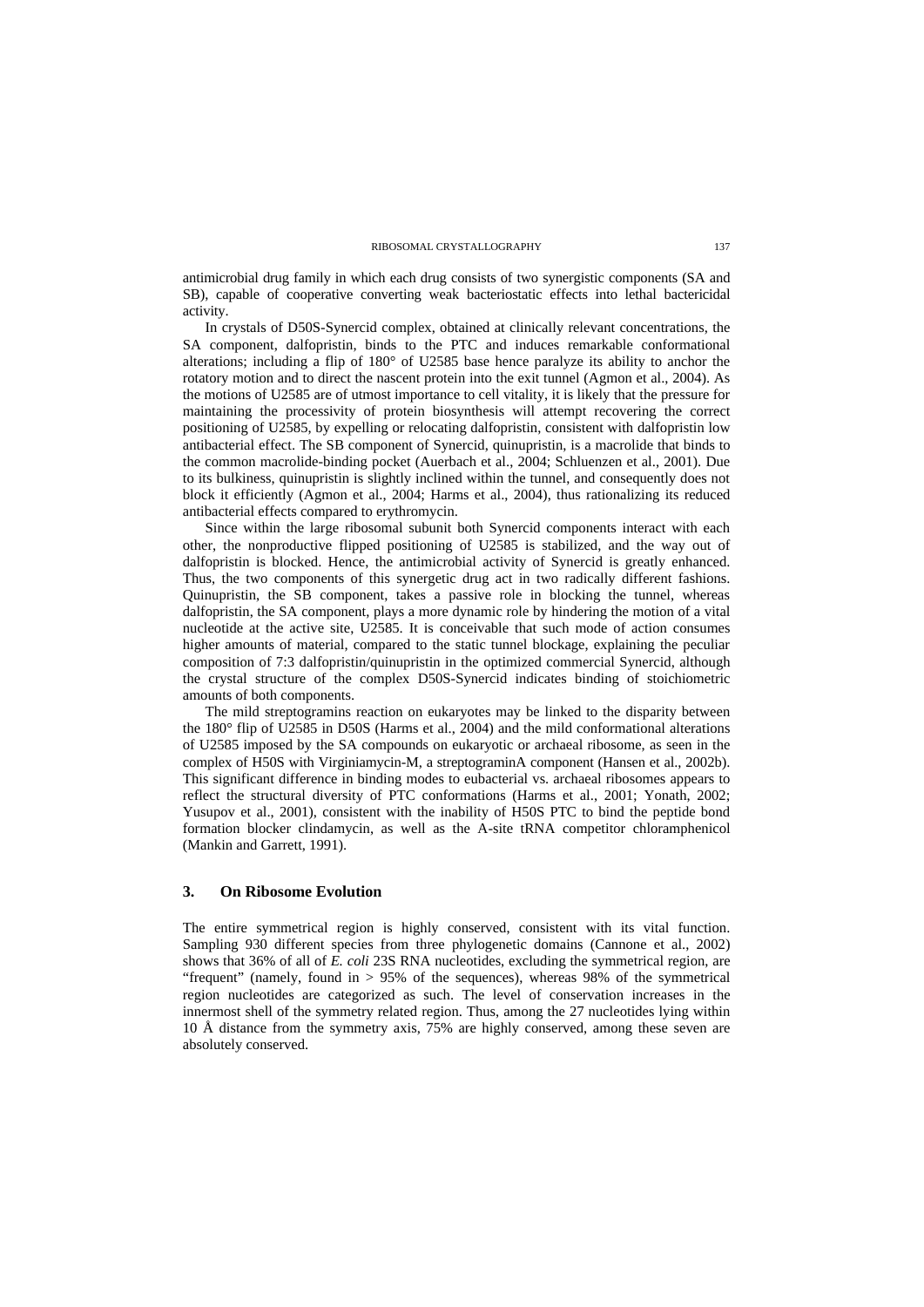antimicrobial drug family in which each drug consists of two synergistic components (SA and SB), capable of cooperative converting weak bacteriostatic effects into lethal bactericidal activity.

In crystals of D50S-Synercid complex, obtained at clinically relevant concentrations, the SA component, dalfopristin, binds to the PTC and induces remarkable conformational alterations; including a flip of 180° of U2585 base hence paralyze its ability to anchor the rotatory motion and to direct the nascent protein into the exit tunnel (Agmon et al., 2004). As the motions of U2585 are of utmost importance to cell vitality, it is likely that the pressure for maintaining the processivity of protein biosynthesis will attempt recovering the correct positioning of U2585, by expelling or relocating dalfopristin, consistent with dalfopristin low antibacterial effect. The SB component of Synercid, quinupristin, is a macrolide that binds to the common macrolide-binding pocket (Auerbach et al., 2004; Schluenzen et al., 2001). Due to its bulkiness, quinupristin is slightly inclined within the tunnel, and consequently does not block it efficiently (Agmon et al., 2004; Harms et al., 2004), thus rationalizing its reduced antibacterial effects compared to erythromycin.

Since within the large ribosomal subunit both Synercid components interact with each other, the nonproductive flipped positioning of U2585 is stabilized, and the way out of dalfopristin is blocked. Hence, the antimicrobial activity of Synercid is greatly enhanced. Thus, the two components of this synergetic drug act in two radically different fashions. Quinupristin, the SB component, takes a passive role in blocking the tunnel, whereas dalfopristin, the SA component, plays a more dynamic role by hindering the motion of a vital nucleotide at the active site, U2585. It is conceivable that such mode of action consumes higher amounts of material, compared to the static tunnel blockage, explaining the peculiar composition of 7:3 dalfopristin/quinupristin in the optimized commercial Synercid, although the crystal structure of the complex D50S-Synercid indicates binding of stoichiometric amounts of both components.

The mild streptogramins reaction on eukaryotes may be linked to the disparity between the 180° flip of U2585 in D50S (Harms et al., 2004) and the mild conformational alterations of U2585 imposed by the SA compounds on eukaryotic or archaeal ribosome, as seen in the complex of H50S with Virginiamycin-M, a streptograminA component (Hansen et al., 2002b). This significant difference in binding modes to eubacterial vs. archaeal ribosomes appears to reflect the structural diversity of PTC conformations (Harms et al., 2001; Yonath, 2002; Yusupov et al., 2001), consistent with the inability of H50S PTC to bind the peptide bond formation blocker clindamycin, as well as the A-site tRNA competitor chloramphenicol (Mankin and Garrett, 1991).

## 3. On Ribosome Evolution

The entire symmetrical region is highly conserved, consistent with its vital function. Sampling 930 different species from three phylogenetic domains (Cannone et al., 2002) shows that 36% of all of *E. coli* 23S RNA nucleotides, excluding the symmetrical region, are "frequent" (namely, found in > 95% of the sequences), whereas 98% of the symmetrical region nucleotides are categorized as such. The level of conservation increases in the innermost shell of the symmetry related region. Thus, among the 27 nucleotides lying within 10 Å distance from the symmetry axis, 75% are highly conserved, among these seven are absolutely conserved.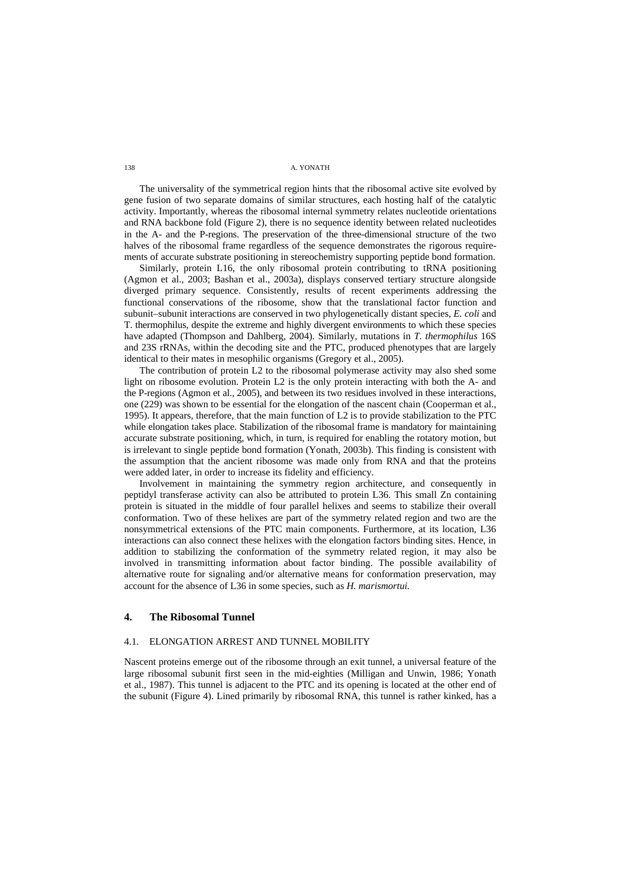The universality of the symmetrical region hints that the ribosomal active site evolved by gene fusion of two separate domains of similar structures, each hosting half of the catalytic activity. Importantly, whereas the ribosomal internal symmetry relates nucleotide orientations and RNA backbone fold (Figure 2), there is no sequence identity between related nucleotides in the A- and the P-regions. The preservation of the three-dimensional structure of the two halves of the ribosomal frame regardless of the sequence demonstrates the rigorous requirements of accurate substrate positioning in stereochemistry supporting peptide bond formation.

Similarly, protein L16, the only ribosomal protein contributing to tRNA positioning (Agmon et al., 2003; Bashan et al., 2003a), displays conserved tertiary structure alongside diverged primary sequence. Consistently, results of recent experiments addressing the functional conservations of the ribosome, show that the translational factor function and subunit–subunit interactions are conserved in two phylogenetically distant species, *E. coli* and T. thermophilus, despite the extreme and highly divergent environments to which these species have adapted (Thompson and Dahlberg, 2004). Similarly, mutations in *T. thermophilus* 16S and 23S rRNAs, within the decoding site and the PTC, produced phenotypes that are largely identical to their mates in mesophilic organisms (Gregory et al., 2005).

The contribution of protein L2 to the ribosomal polymerase activity may also shed some light on ribosome evolution. Protein L2 is the only protein interacting with both the A- and the P-regions (Agmon et al., 2005), and between its two residues involved in these interactions, one (229) was shown to be essential for the elongation of the nascent chain (Cooperman et al., 1995). It appears, therefore, that the main function of L2 is to provide stabilization to the PTC while elongation takes place. Stabilization of the ribosomal frame is mandatory for maintaining accurate substrate positioning, which, in turn, is required for enabling the rotatory motion, but is irrelevant to single peptide bond formation (Yonath, 2003b). This finding is consistent with the assumption that the ancient ribosome was made only from RNA and that the proteins were added later, in order to increase its fidelity and efficiency.

Involvement in maintaining the symmetry region architecture, and consequently in peptidyl transferase activity can also be attributed to protein L36. This small Zn containing protein is situated in the middle of four parallel helixes and seems to stabilize their overall conformation. Two of these helixes are part of the symmetry related region and two are the nonsymmetrical extensions of the PTC main components. Furthermore, at its location, L36 interactions can also connect these helixes with the elongation factors binding sites. Hence, in addition to stabilizing the conformation of the symmetry related region, it may also be involved in transmitting information about factor binding. The possible availability of alternative route for signaling and/or alternative means for conformation preservation, may account for the absence of L36 in some species, such as *H. marismortui.*

## 4. The Ribosomal Tunnel

### 4.1. ELONGATION ARREST AND TUNNEL MOBILITY

Nascent proteins emerge out of the ribosome through an exit tunnel, a universal feature of the large ribosomal subunit first seen in the mid-eighties (Milligan and Unwin, 1986; Yonath et al., 1987). This tunnel is adjacent to the PTC and its opening is located at the other end of the subunit (Figure 4). Lined primarily by ribosomal RNA, this tunnel is rather kinked, has a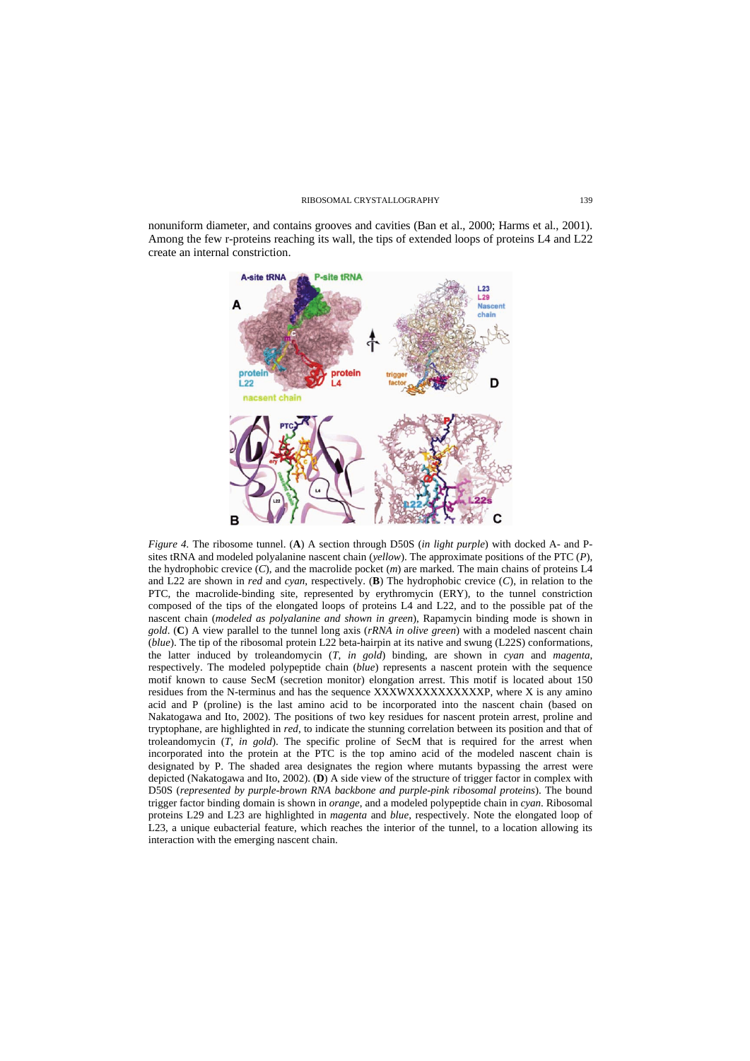nonuniform diameter, and contains grooves and cavities (Ban et al., 2000; Harms et al., 2001). Among the few r-proteins reaching its wall, the tips of extended loops of proteins L4 and L22 create an internal constriction.

*Figure 4.* The ribosome tunnel. (**A**) A section through D50S (*in light purple*) with docked A- and P-sites tRNA and modeled polyalanine nascent chain (*yellow*). The approximate positions of the PTC (*P*), the hydrophobic crevice (*C*), and the macrolide pocket (*m*) are marked. The main chains of proteins L4 and L22 are shown in *red* and *cyan*, respectively. (**B**) The hydrophobic crevice (*C*), in relation to the PTC, the macrolide-binding site, represented by erythromycin (ERY), to the tunnel constriction composed of the tips of the elongated loops of proteins L4 and L22, and to the possible pat of the nascent chain (*modeled as polyalanine and shown in green*), Rapamycin binding mode is shown in *gold*. (**C**) A view parallel to the tunnel long axis (*rRNA in olive green*) with a modeled nascent chain (*blue*). The tip of the ribosomal protein L22 beta-hairpin at its native and swung (L22S) conformations, the latter induced by troleandomycin (*T, in gold*) binding, are shown in *cyan* and *magenta*, respectively. The modeled polypeptide chain (*blue*) represents a nascent protein with the sequence motif known to cause SecM (secretion monitor) elongation arrest. This motif is located about 150 residues from the N-terminus and has the sequence XXXWXXXXXXXXXXP, where X is any amino acid and P (proline) is the last amino acid to be incorporated into the nascent chain (based on Nakatogawa and Ito, 2002). The positions of two key residues for nascent protein arrest, proline and tryptophane, are highlighted in *red*, to indicate the stunning correlation between its position and that of troleandomycin (*T, in gold*). The specific proline of SecM that is required for the arrest when incorporated into the protein at the PTC is the top amino acid of the modeled nascent chain is designated by P. The shaded area designates the region where mutants bypassing the arrest were depicted (Nakatogawa and Ito, 2002). (**D**) A side view of the structure of trigger factor in complex with D50S (*represented by purple-brown RNA backbone and purple-pink ribosomal proteins*). The bound trigger factor binding domain is shown in *orange*, and a modeled polypeptide chain in *cyan*. Ribosomal proteins L29 and L23 are highlighted in *magenta* and *blue*, respectively. Note the elongated loop of L23, a unique eubacterial feature, which reaches the interior of the tunnel, to a location allowing its interaction with the emerging nascent chain.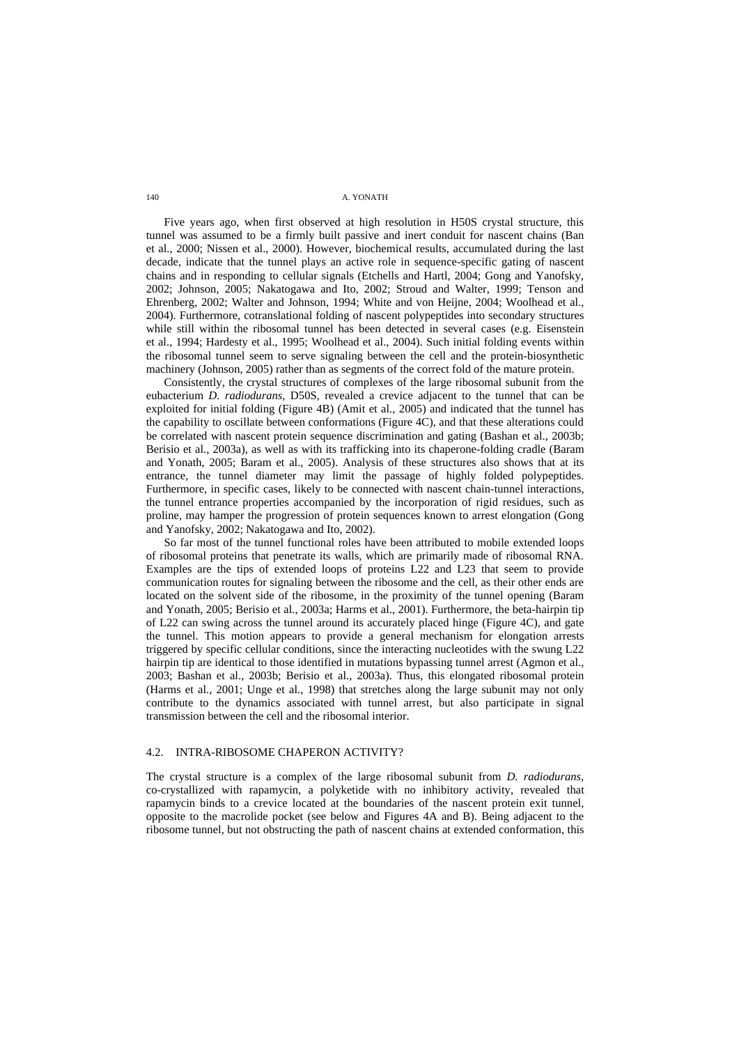Five years ago, when first observed at high resolution in H50S crystal structure, this tunnel was assumed to be a firmly built passive and inert conduit for nascent chains (Ban et al., 2000; Nissen et al., 2000). However, biochemical results, accumulated during the last decade, indicate that the tunnel plays an active role in sequence-specific gating of nascent chains and in responding to cellular signals (Etchells and Hartl, 2004; Gong and Yanofsky, 2002; Johnson, 2005; Nakatogawa and Ito, 2002; Stroud and Walter, 1999; Tenson and Ehrenberg, 2002; Walter and Johnson, 1994; White and von Heijne, 2004; Woolhead et al., 2004). Furthermore, cotranslational folding of nascent polypeptides into secondary structures while still within the ribosomal tunnel has been detected in several cases (e.g. Eisenstein et al., 1994; Hardesty et al., 1995; Woolhead et al., 2004). Such initial folding events within the ribosomal tunnel seem to serve signaling between the cell and the protein-biosynthetic machinery (Johnson, 2005) rather than as segments of the correct fold of the mature protein.

Consistently, the crystal structures of complexes of the large ribosomal subunit from the eubacterium *D. radiodurans*, D50S, revealed a crevice adjacent to the tunnel that can be exploited for initial folding (Figure 4B) (Amit et al., 2005) and indicated that the tunnel has the capability to oscillate between conformations (Figure 4C), and that these alterations could be correlated with nascent protein sequence discrimination and gating (Bashan et al., 2003b; Berisio et al., 2003a), as well as with its trafficking into its chaperone-folding cradle (Baram and Yonath, 2005; Baram et al., 2005). Analysis of these structures also shows that at its entrance, the tunnel diameter may limit the passage of highly folded polypeptides. Furthermore, in specific cases, likely to be connected with nascent chain-tunnel interactions, the tunnel entrance properties accompanied by the incorporation of rigid residues, such as proline, may hamper the progression of protein sequences known to arrest elongation (Gong and Yanofsky, 2002; Nakatogawa and Ito, 2002).

So far most of the tunnel functional roles have been attributed to mobile extended loops of ribosomal proteins that penetrate its walls, which are primarily made of ribosomal RNA. Examples are the tips of extended loops of proteins L22 and L23 that seem to provide communication routes for signaling between the ribosome and the cell, as their other ends are located on the solvent side of the ribosome, in the proximity of the tunnel opening (Baram and Yonath, 2005; Berisio et al., 2003a; Harms et al., 2001). Furthermore, the beta-hairpin tip of L22 can swing across the tunnel around its accurately placed hinge (Figure 4C), and gate the tunnel. This motion appears to provide a general mechanism for elongation arrests triggered by specific cellular conditions, since the interacting nucleotides with the swung L22 hairpin tip are identical to those identified in mutations bypassing tunnel arrest (Agmon et al., 2003; Bashan et al., 2003b; Berisio et al., 2003a). Thus, this elongated ribosomal protein (Harms et al., 2001; Unge et al., 1998) that stretches along the large subunit may not only contribute to the dynamics associated with tunnel arrest, but also participate in signal transmission between the cell and the ribosomal interior.

### 4.2. INTRA-RIBOSOME CHAPERON ACTIVITY?

The crystal structure is a complex of the large ribosomal subunit from *D. radiodurans*, co-crystallized with rapamycin, a polyketide with no inhibitory activity, revealed that rapamycin binds to a crevice located at the boundaries of the nascent protein exit tunnel, opposite to the macrolide pocket (see below and Figures 4A and B). Being adjacent to the ribosome tunnel, but not obstructing the path of nascent chains at extended conformation, this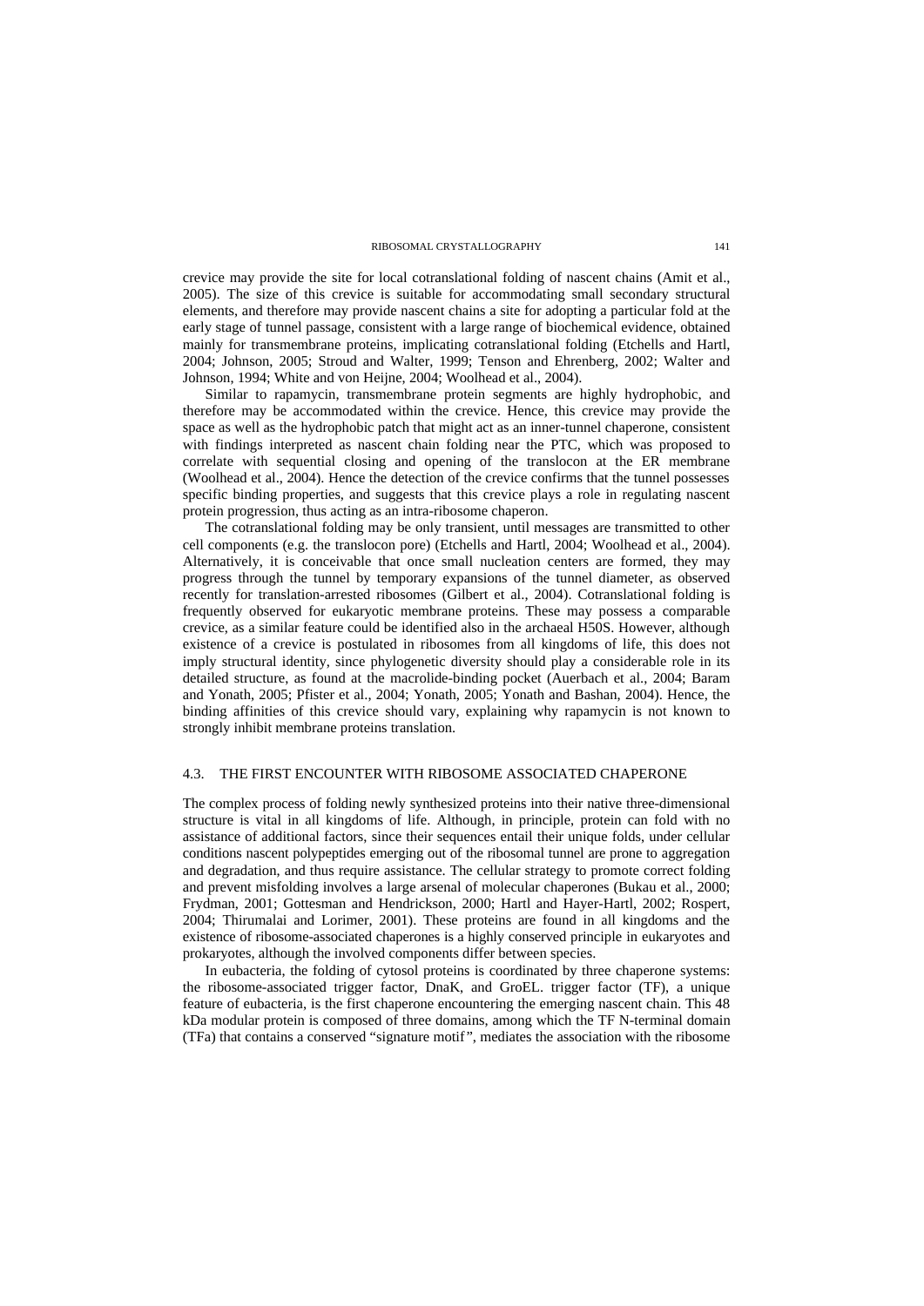crevice may provide the site for local cotranslational folding of nascent chains (Amit et al., 2005). The size of this crevice is suitable for accommodating small secondary structural elements, and therefore may provide nascent chains a site for adopting a particular fold at the early stage of tunnel passage, consistent with a large range of biochemical evidence, obtained mainly for transmembrane proteins, implicating cotranslational folding (Etchells and Hartl, 2004; Johnson, 2005; Stroud and Walter, 1999; Tenson and Ehrenberg, 2002; Walter and Johnson, 1994; White and von Heijne, 2004; Woolhead et al., 2004).

Similar to rapamycin, transmembrane protein segments are highly hydrophobic, and therefore may be accommodated within the crevice. Hence, this crevice may provide the space as well as the hydrophobic patch that might act as an inner-tunnel chaperone, consistent with findings interpreted as nascent chain folding near the PTC, which was proposed to correlate with sequential closing and opening of the translocon at the ER membrane (Woolhead et al., 2004). Hence the detection of the crevice confirms that the tunnel possesses specific binding properties, and suggests that this crevice plays a role in regulating nascent protein progression, thus acting as an intra-ribosome chaperon.

The cotranslational folding may be only transient, until messages are transmitted to other cell components (e.g. the translocon pore) (Etchells and Hartl, 2004; Woolhead et al., 2004). Alternatively, it is conceivable that once small nucleation centers are formed, they may progress through the tunnel by temporary expansions of the tunnel diameter, as observed recently for translation-arrested ribosomes (Gilbert et al., 2004). Cotranslational folding is frequently observed for eukaryotic membrane proteins. These may possess a comparable crevice, as a similar feature could be identified also in the archaeal H50S. However, although existence of a crevice is postulated in ribosomes from all kingdoms of life, this does not imply structural identity, since phylogenetic diversity should play a considerable role in its detailed structure, as found at the macrolide-binding pocket (Auerbach et al., 2004; Baram and Yonath, 2005; Pfister et al., 2004; Yonath, 2005; Yonath and Bashan, 2004). Hence, the binding affinities of this crevice should vary, explaining why rapamycin is not known to strongly inhibit membrane proteins translation.

### 4.3. THE FIRST ENCOUNTER WITH RIBOSOME ASSOCIATED CHAPERONE

The complex process of folding newly synthesized proteins into their native three-dimensional structure is vital in all kingdoms of life. Although, in principle, protein can fold with no assistance of additional factors, since their sequences entail their unique folds, under cellular conditions nascent polypeptides emerging out of the ribosomal tunnel are prone to aggregation and degradation, and thus require assistance. The cellular strategy to promote correct folding and prevent misfolding involves a large arsenal of molecular chaperones (Bukau et al., 2000; Frydman, 2001; Gottesman and Hendrickson, 2000; Hartl and Hayer-Hartl, 2002; Rospert, 2004; Thirumalai and Lorimer, 2001). These proteins are found in all kingdoms and the existence of ribosome-associated chaperones is a highly conserved principle in eukaryotes and prokaryotes, although the involved components differ between species.

In eubacteria, the folding of cytosol proteins is coordinated by three chaperone systems: the ribosome-associated trigger factor, DnaK, and GroEL. trigger factor (TF), a unique feature of eubacteria, is the first chaperone encountering the emerging nascent chain. This 48 kDa modular protein is composed of three domains, among which the TF N-terminal domain (TFa) that contains a conserved "signature motif", mediates the association with the ribosome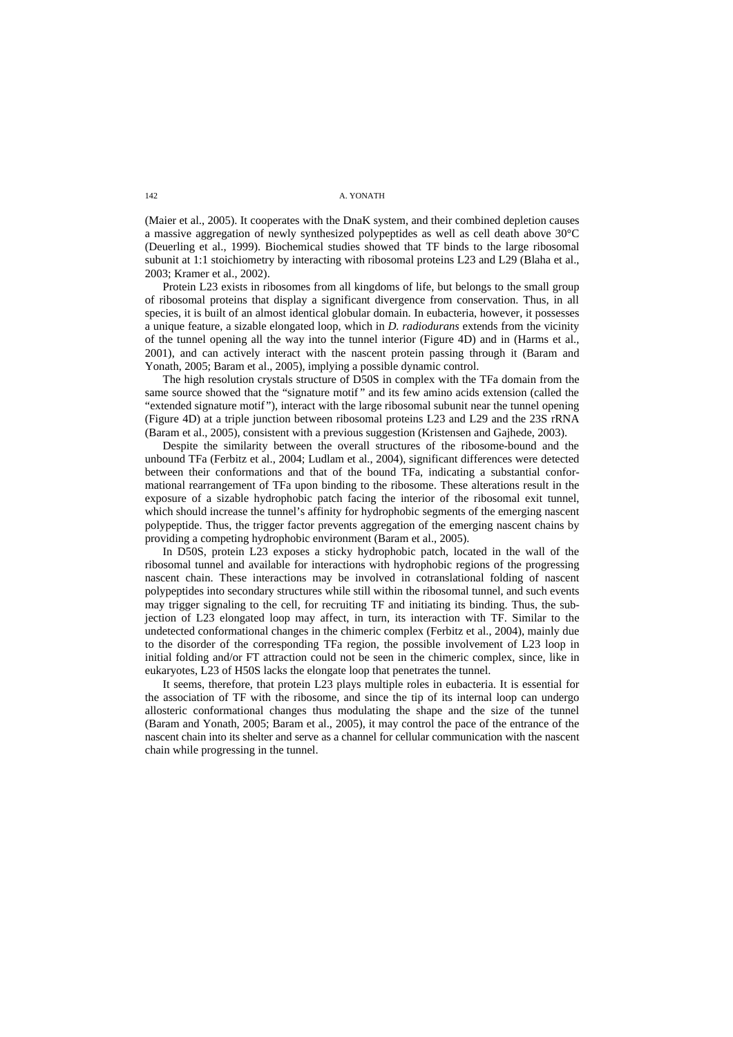(Maier et al., 2005). It cooperates with the DnaK system, and their combined depletion causes a massive aggregation of newly synthesized polypeptides as well as cell death above 30°C (Deuerling et al., 1999). Biochemical studies showed that TF binds to the large ribosomal subunit at 1:1 stoichiometry by interacting with ribosomal proteins L23 and L29 (Blaha et al., 2003; Kramer et al., 2002).

Protein L23 exists in ribosomes from all kingdoms of life, but belongs to the small group of ribosomal proteins that display a significant divergence from conservation. Thus, in all species, it is built of an almost identical globular domain. In eubacteria, however, it possesses a unique feature, a sizable elongated loop, which in *D. radiodurans* extends from the vicinity of the tunnel opening all the way into the tunnel interior (Figure 4D) and in (Harms et al., 2001), and can actively interact with the nascent protein passing through it (Baram and Yonath, 2005; Baram et al., 2005), implying a possible dynamic control.

The high resolution crystals structure of D50S in complex with the TFa domain from the same source showed that the "signature motif" and its few amino acids extension (called the "extended signature motif"), interact with the large ribosomal subunit near the tunnel opening (Figure 4D) at a triple junction between ribosomal proteins L23 and L29 and the 23S rRNA (Baram et al., 2005), consistent with a previous suggestion (Kristensen and Gajhede, 2003).

Despite the similarity between the overall structures of the ribosome-bound and the unbound TFa (Ferbitz et al., 2004; Ludlam et al., 2004), significant differences were detected between their conformations and that of the bound TFa, indicating a substantial conformational rearrangement of TFa upon binding to the ribosome. These alterations result in the exposure of a sizable hydrophobic patch facing the interior of the ribosomal exit tunnel, which should increase the tunnel's affinity for hydrophobic segments of the emerging nascent polypeptide. Thus, the trigger factor prevents aggregation of the emerging nascent chains by providing a competing hydrophobic environment (Baram et al., 2005).

In D50S, protein L23 exposes a sticky hydrophobic patch, located in the wall of the ribosomal tunnel and available for interactions with hydrophobic regions of the progressing nascent chain. These interactions may be involved in cotranslational folding of nascent polypeptides into secondary structures while still within the ribosomal tunnel, and such events may trigger signaling to the cell, for recruiting TF and initiating its binding. Thus, the subjection of L23 elongated loop may affect, in turn, its interaction with TF. Similar to the undetected conformational changes in the chimeric complex (Ferbitz et al., 2004), mainly due to the disorder of the corresponding TFa region, the possible involvement of L23 loop in initial folding and/or FT attraction could not be seen in the chimeric complex, since, like in eukaryotes, L23 of H50S lacks the elongate loop that penetrates the tunnel.

It seems, therefore, that protein L23 plays multiple roles in eubacteria. It is essential for the association of TF with the ribosome, and since the tip of its internal loop can undergo allosteric conformational changes thus modulating the shape and the size of the tunnel (Baram and Yonath, 2005; Baram et al., 2005), it may control the pace of the entrance of the nascent chain into its shelter and serve as a channel for cellular communication with the nascent chain while progressing in the tunnel.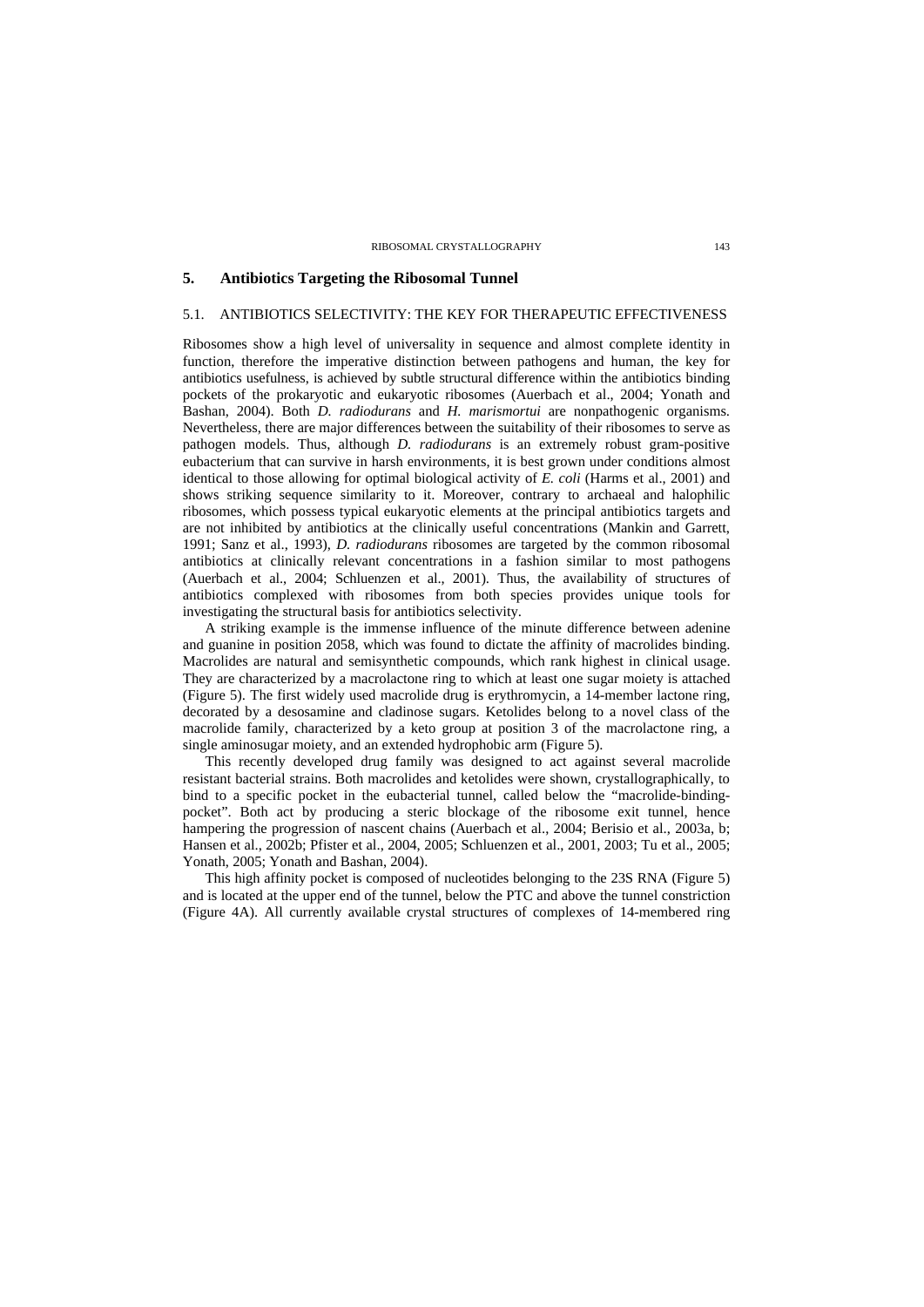## 5. Antibiotics Targeting the Ribosomal Tunnel

### 5.1. ANTIBIOTICS SELECTIVITY: THE KEY FOR THERAPEUTIC EFFECTIVENESS

Ribosomes show a high level of universality in sequence and almost complete identity in function, therefore the imperative distinction between pathogens and human, the key for antibiotics usefulness, is achieved by subtle structural difference within the antibiotics binding pockets of the prokaryotic and eukaryotic ribosomes (Auerbach et al., 2004; Yonath and Bashan, 2004). Both *D. radiodurans* and *H. marismortui* are nonpathogenic organisms. Nevertheless, there are major differences between the suitability of their ribosomes to serve as pathogen models. Thus, although *D. radiodurans* is an extremely robust gram-positive eubacterium that can survive in harsh environments, it is best grown under conditions almost identical to those allowing for optimal biological activity of *E. coli* (Harms et al., 2001) and shows striking sequence similarity to it. Moreover, contrary to archaeal and halophilic ribosomes, which possess typical eukaryotic elements at the principal antibiotics targets and are not inhibited by antibiotics at the clinically useful concentrations (Mankin and Garrett, 1991; Sanz et al., 1993), *D. radiodurans* ribosomes are targeted by the common ribosomal antibiotics at clinically relevant concentrations in a fashion similar to most pathogens (Auerbach et al., 2004; Schluenzen et al., 2001). Thus, the availability of structures of antibiotics complexed with ribosomes from both species provides unique tools for investigating the structural basis for antibiotics selectivity.

A striking example is the immense influence of the minute difference between adenine and guanine in position 2058, which was found to dictate the affinity of macrolides binding. Macrolides are natural and semisynthetic compounds, which rank highest in clinical usage. They are characterized by a macrolactone ring to which at least one sugar moiety is attached (Figure 5). The first widely used macrolide drug is erythromycin, a 14-member lactone ring, decorated by a desosamine and cladinose sugars. Ketolides belong to a novel class of the macrolide family, characterized by a keto group at position 3 of the macrolactone ring, a single aminosugar moiety, and an extended hydrophobic arm (Figure 5).

This recently developed drug family was designed to act against several macrolide resistant bacterial strains. Both macrolides and ketolides were shown, crystallographically, to bind to a specific pocket in the eubacterial tunnel, called below the "macrolide-binding-pocket". Both act by producing a steric blockage of the ribosome exit tunnel, hence hampering the progression of nascent chains (Auerbach et al., 2004; Berisio et al., 2003a, b; Hansen et al., 2002b; Pfister et al., 2004, 2005; Schluenzen et al., 2001, 2003; Tu et al., 2005; Yonath, 2005; Yonath and Bashan, 2004).

This high affinity pocket is composed of nucleotides belonging to the 23S RNA (Figure 5) and is located at the upper end of the tunnel, below the PTC and above the tunnel constriction (Figure 4A). All currently available crystal structures of complexes of 14-membered ring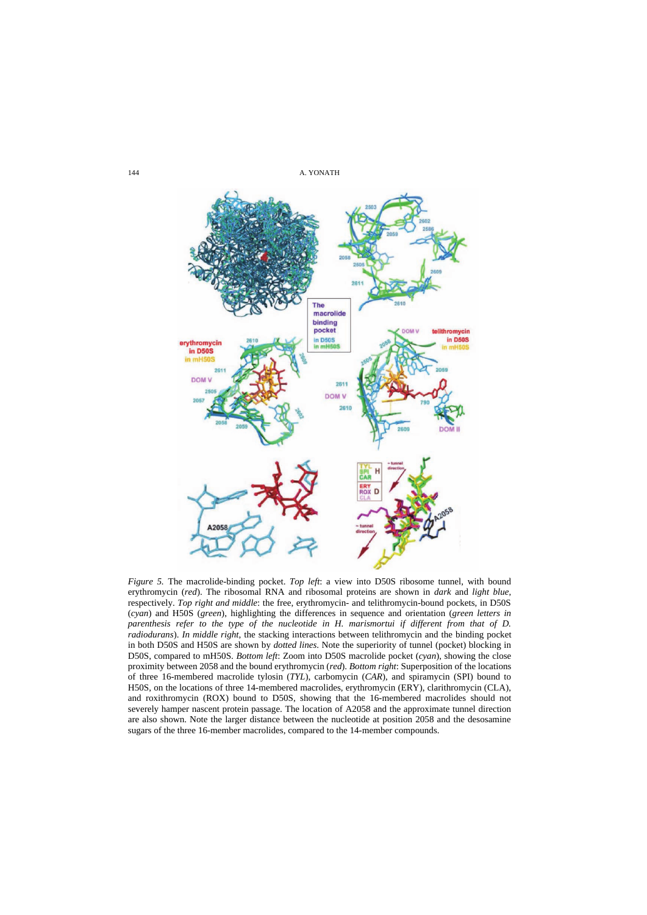*Figure 5.* The macrolide-binding pocket. *Top left*: a view into D50S ribosome tunnel, with bound erythromycin (*red*). The ribosomal RNA and ribosomal proteins are shown in *dark* and *light blue*, respectively. *Top right and middle*: the free, erythromycin- and telithromycin-bound pockets, in D50S (*cyan*) and H50S (*green*), highlighting the differences in sequence and orientation (*green letters in parenthesis refer to the type of the nucleotide in H. marismortui if different from that of D. radiodurans*). *In middle right*, the stacking interactions between telithromycin and the binding pocket in both D50S and H50S are shown by *dotted lines*. Note the superiority of tunnel (pocket) blocking in D50S, compared to mH50S. *Bottom left*: Zoom into D50S macrolide pocket (*cyan*), showing the close proximity between 2058 and the bound erythromycin (*red*). *Bottom right*: Superposition of the locations of three 16-membered macrolide tylosin (*TYL*), carbomycin (*CAR*), and spiramycin (SPI) bound to H50S, on the locations of three 14-membered macrolides, erythromycin (ERY), clarithromycin (CLA), and roxithromycin (ROX) bound to D50S, showing that the 16-membered macrolides should not severely hamper nascent protein passage. The location of A2058 and the approximate tunnel direction are also shown. Note the larger distance between the nucleotide at position 2058 and the desosamine sugars of the three 16-member macrolides, compared to the 14-member compounds.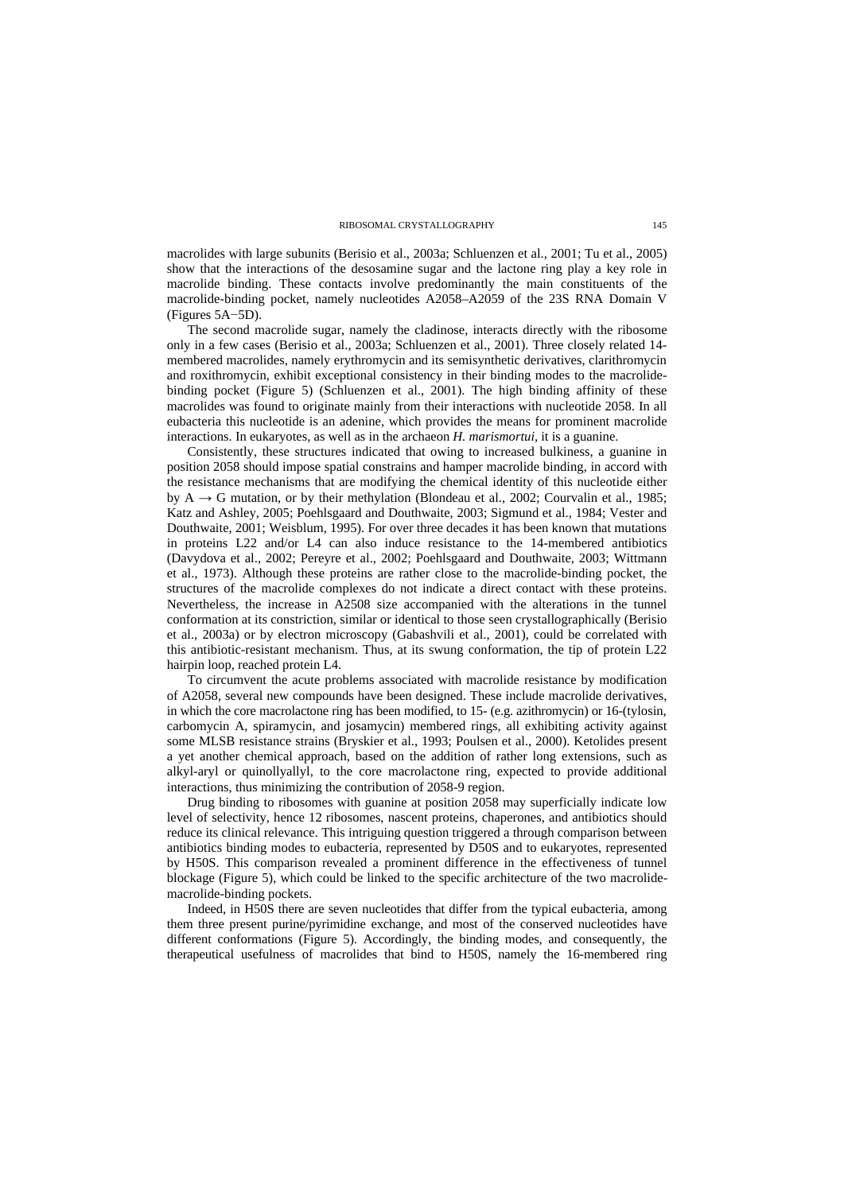macrolides with large subunits (Berisio et al., 2003a; Schluenzen et al., 2001; Tu et al., 2005) show that the interactions of the desosamine sugar and the lactone ring play a key role in macrolide binding. These contacts involve predominantly the main constituents of the macrolide-binding pocket, namely nucleotides A2058–A2059 of the 23S RNA Domain V (Figures 5A−5D).

The second macrolide sugar, namely the cladinose, interacts directly with the ribosome only in a few cases (Berisio et al., 2003a; Schluenzen et al., 2001). Three closely related 14-membered macrolides, namely erythromycin and its semisynthetic derivatives, clarithromycin and roxithromycin, exhibit exceptional consistency in their binding modes to the macrolide-binding pocket (Figure 5) (Schluenzen et al., 2001). The high binding affinity of these macrolides was found to originate mainly from their interactions with nucleotide 2058. In all eubacteria this nucleotide is an adenine, which provides the means for prominent macrolide interactions. In eukaryotes, as well as in the archaeon *H. marismortui*, it is a guanine.

Consistently, these structures indicated that owing to increased bulkiness, a guanine in position 2058 should impose spatial constrains and hamper macrolide binding, in accord with the resistance mechanisms that are modifying the chemical identity of this nucleotide either by A → G mutation, or by their methylation (Blondeau et al., 2002; Courvalin et al., 1985; Katz and Ashley, 2005; Poehlsgaard and Douthwaite, 2003; Sigmund et al., 1984; Vester and Douthwaite, 2001; Weisblum, 1995). For over three decades it has been known that mutations in proteins L22 and/or L4 can also induce resistance to the 14-membered antibiotics (Davydova et al., 2002; Pereyre et al., 2002; Poehlsgaard and Douthwaite, 2003; Wittmann et al., 1973). Although these proteins are rather close to the macrolide-binding pocket, the structures of the macrolide complexes do not indicate a direct contact with these proteins. Nevertheless, the increase in A2508 size accompanied with the alterations in the tunnel conformation at its constriction, similar or identical to those seen crystallographically (Berisio et al., 2003a) or by electron microscopy (Gabashvili et al., 2001), could be correlated with this antibiotic-resistant mechanism. Thus, at its swung conformation, the tip of protein L22 hairpin loop, reached protein L4.

To circumvent the acute problems associated with macrolide resistance by modification of A2058, several new compounds have been designed. These include macrolide derivatives, in which the core macrolactone ring has been modified, to 15- (e.g. azithromycin) or 16-(tylosin, carbomycin A, spiramycin, and josamycin) membered rings, all exhibiting activity against some MLSB resistance strains (Bryskier et al., 1993; Poulsen et al., 2000). Ketolides present a yet another chemical approach, based on the addition of rather long extensions, such as alkyl-aryl or quinollyallyl, to the core macrolactone ring, expected to provide additional interactions, thus minimizing the contribution of 2058-9 region.

Drug binding to ribosomes with guanine at position 2058 may superficially indicate low level of selectivity, hence 12 ribosomes, nascent proteins, chaperones, and antibiotics should reduce its clinical relevance. This intriguing question triggered a through comparison between antibiotics binding modes to eubacteria, represented by D50S and to eukaryotes, represented by H50S. This comparison revealed a prominent difference in the effectiveness of tunnel blockage (Figure 5), which could be linked to the specific architecture of the two macrolide-macrolide-binding pockets.

Indeed, in H50S there are seven nucleotides that differ from the typical eubacteria, among them three present purine/pyrimidine exchange, and most of the conserved nucleotides have different conformations (Figure 5). Accordingly, the binding modes, and consequently, the therapeutical usefulness of macrolides that bind to H50S, namely the 16-membered ring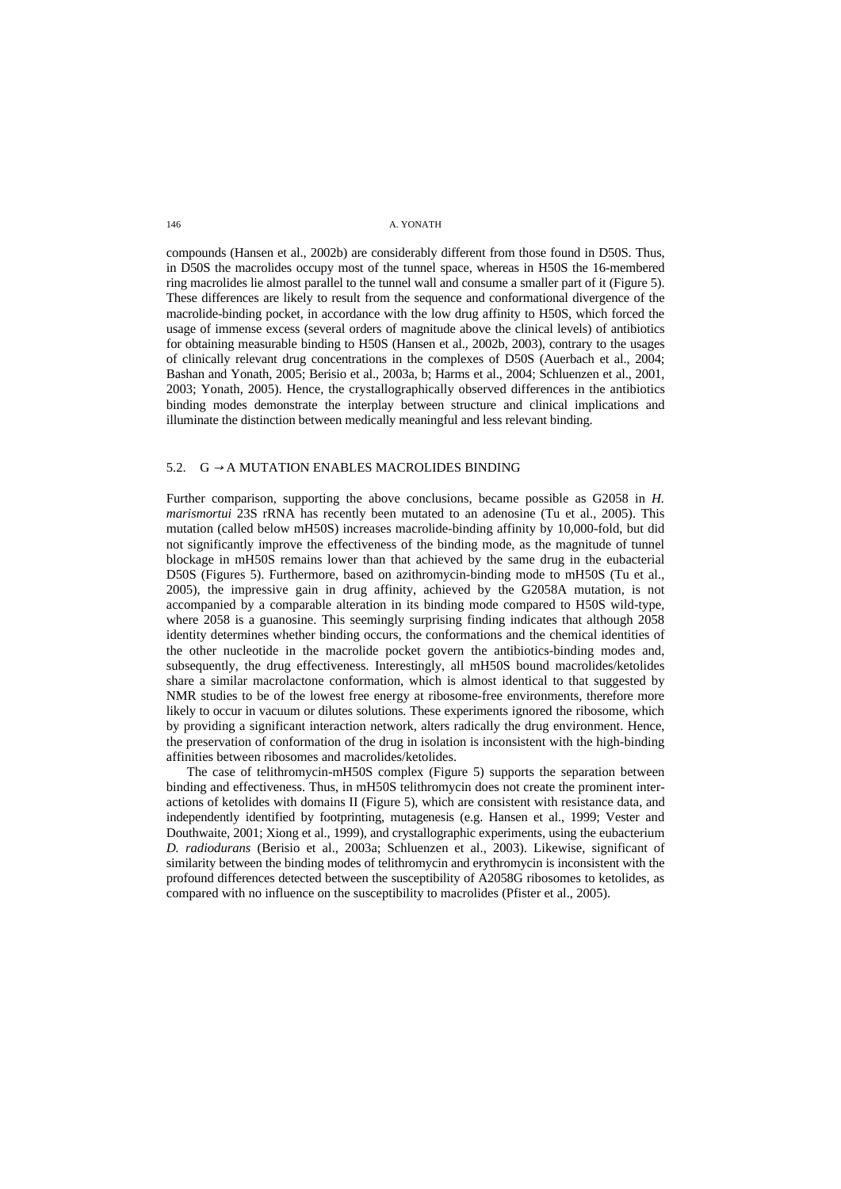compounds (Hansen et al., 2002b) are considerably different from those found in D50S. Thus, in D50S the macrolides occupy most of the tunnel space, whereas in H50S the 16-membered ring macrolides lie almost parallel to the tunnel wall and consume a smaller part of it (Figure 5). These differences are likely to result from the sequence and conformational divergence of the macrolide-binding pocket, in accordance with the low drug affinity to H50S, which forced the usage of immense excess (several orders of magnitude above the clinical levels) of antibiotics for obtaining measurable binding to H50S (Hansen et al., 2002b, 2003), contrary to the usages of clinically relevant drug concentrations in the complexes of D50S (Auerbach et al., 2004; Bashan and Yonath, 2005; Berisio et al., 2003a, b; Harms et al., 2004; Schluenzen et al., 2001, 2003; Yonath, 2005). Hence, the crystallographically observed differences in the antibiotics binding modes demonstrate the interplay between structure and clinical implications and illuminate the distinction between medically meaningful and less relevant binding.

## 5.2. G → A MUTATION ENABLES MACROLIDES BINDING

Further comparison, supporting the above conclusions, became possible as G2058 in *H. marismortui* 23S rRNA has recently been mutated to an adenosine (Tu et al., 2005). This mutation (called below mH50S) increases macrolide-binding affinity by 10,000-fold, but did not significantly improve the effectiveness of the binding mode, as the magnitude of tunnel blockage in mH50S remains lower than that achieved by the same drug in the eubacterial D50S (Figures 5). Furthermore, based on azithromycin-binding mode to mH50S (Tu et al., 2005), the impressive gain in drug affinity, achieved by the G2058A mutation, is not accompanied by a comparable alteration in its binding mode compared to H50S wild-type, where 2058 is a guanosine. This seemingly surprising finding indicates that although 2058 identity determines whether binding occurs, the conformations and the chemical identities of the other nucleotide in the macrolide pocket govern the antibiotics-binding modes and, subsequently, the drug effectiveness. Interestingly, all mH50S bound macrolides/ketolides share a similar macrolactone conformation, which is almost identical to that suggested by NMR studies to be of the lowest free energy at ribosome-free environments, therefore more likely to occur in vacuum or dilutes solutions. These experiments ignored the ribosome, which by providing a significant interaction network, alters radically the drug environment. Hence, the preservation of conformation of the drug in isolation is inconsistent with the high-binding affinities between ribosomes and macrolides/ketolides.

The case of telithromycin-mH50S complex (Figure 5) supports the separation between binding and effectiveness. Thus, in mH50S telithromycin does not create the prominent interactions of ketolides with domains II (Figure 5), which are consistent with resistance data, and independently identified by footprinting, mutagenesis (e.g. Hansen et al., 1999; Vester and Douthwaite, 2001; Xiong et al., 1999), and crystallographic experiments, using the eubacterium *D. radiodurans* (Berisio et al., 2003a; Schluenzen et al., 2003). Likewise, significant of similarity between the binding modes of telithromycin and erythromycin is inconsistent with the profound differences detected between the susceptibility of A2058G ribosomes to ketolides, as compared with no influence on the susceptibility to macrolides (Pfister et al., 2005).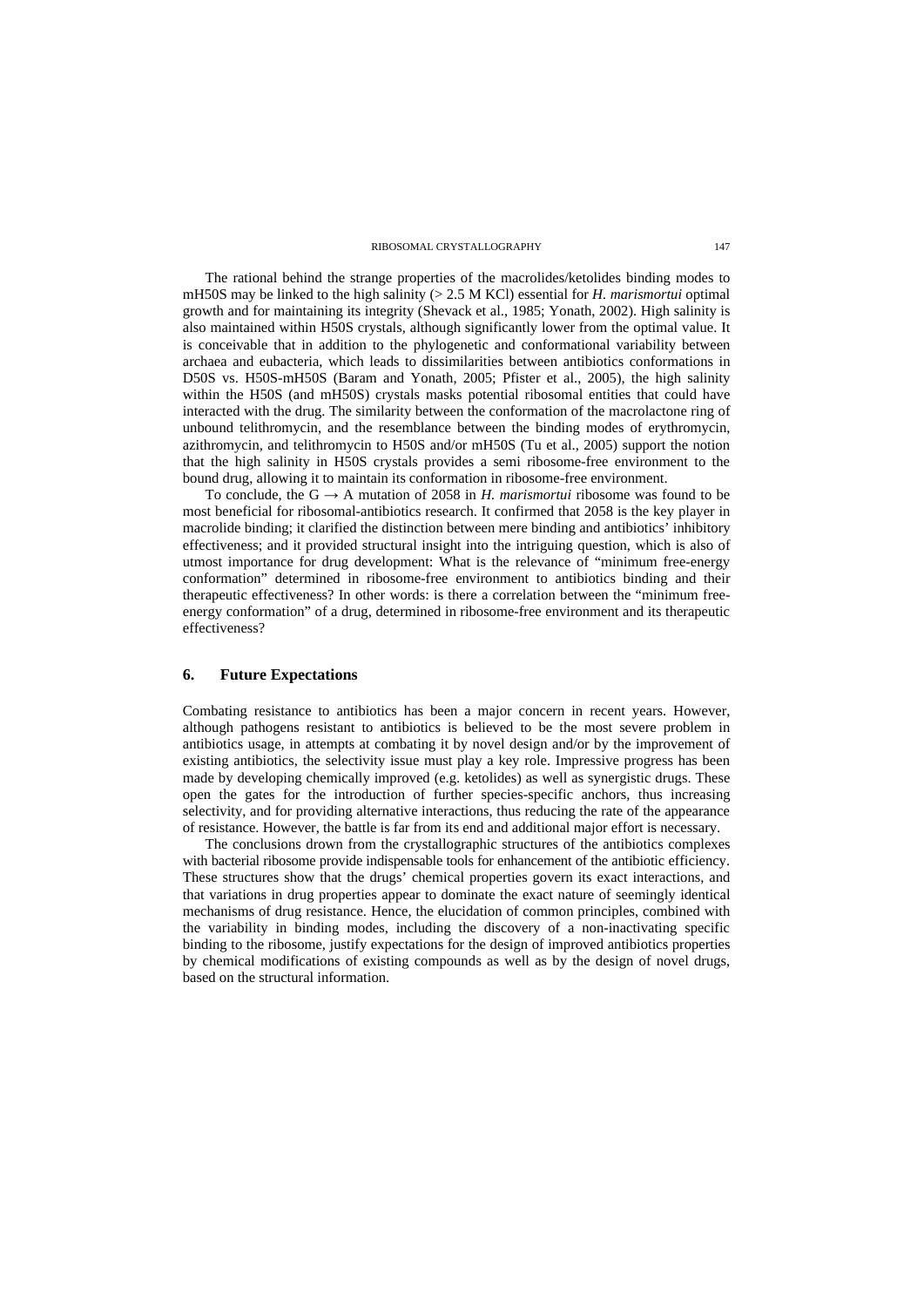The rational behind the strange properties of the macrolides/ketolides binding modes to mH50S may be linked to the high salinity (> 2.5 M KCl) essential for *H. marismortui* optimal growth and for maintaining its integrity (Shevack et al., 1985; Yonath, 2002). High salinity is also maintained within H50S crystals, although significantly lower from the optimal value. It is conceivable that in addition to the phylogenetic and conformational variability between archaea and eubacteria, which leads to dissimilarities between antibiotics conformations in D50S vs. H50S-mH50S (Baram and Yonath, 2005; Pfister et al., 2005), the high salinity within the H50S (and mH50S) crystals masks potential ribosomal entities that could have interacted with the drug. The similarity between the conformation of the macrolactone ring of unbound telithromycin, and the resemblance between the binding modes of erythromycin, azithromycin, and telithromycin to H50S and/or mH50S (Tu et al., 2005) support the notion that the high salinity in H50S crystals provides a semi ribosome-free environment to the bound drug, allowing it to maintain its conformation in ribosome-free environment.

To conclude, the G → A mutation of 2058 in *H. marismortui* ribosome was found to be most beneficial for ribosomal-antibiotics research. It confirmed that 2058 is the key player in macrolide binding; it clarified the distinction between mere binding and antibiotics' inhibitory effectiveness; and it provided structural insight into the intriguing question, which is also of utmost importance for drug development: What is the relevance of "minimum free-energy conformation" determined in ribosome-free environment to antibiotics binding and their therapeutic effectiveness? In other words: is there a correlation between the "minimum free-energy conformation" of a drug, determined in ribosome-free environment and its therapeutic effectiveness?

## 6. Future Expectations

Combating resistance to antibiotics has been a major concern in recent years. However, although pathogens resistant to antibiotics is believed to be the most severe problem in antibiotics usage, in attempts at combating it by novel design and/or by the improvement of existing antibiotics, the selectivity issue must play a key role. Impressive progress has been made by developing chemically improved (e.g. ketolides) as well as synergistic drugs. These open the gates for the introduction of further species-specific anchors, thus increasing selectivity, and for providing alternative interactions, thus reducing the rate of the appearance of resistance. However, the battle is far from its end and additional major effort is necessary.

The conclusions drown from the crystallographic structures of the antibiotics complexes with bacterial ribosome provide indispensable tools for enhancement of the antibiotic efficiency. These structures show that the drugs' chemical properties govern its exact interactions, and that variations in drug properties appear to dominate the exact nature of seemingly identical mechanisms of drug resistance. Hence, the elucidation of common principles, combined with the variability in binding modes, including the discovery of a non-inactivating specific binding to the ribosome, justify expectations for the design of improved antibiotics properties by chemical modifications of existing compounds as well as by the design of novel drugs, based on the structural information.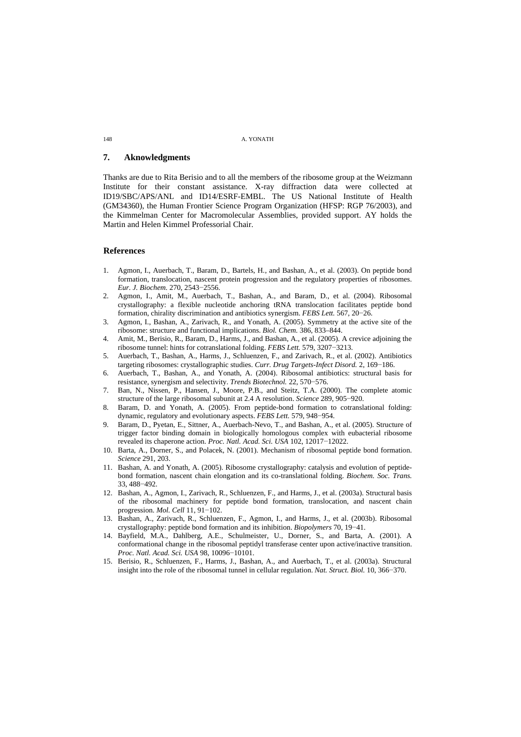## 7. Aknowledgments

Thanks are due to Rita Berisio and to all the members of the ribosome group at the Weizmann Institute for their constant assistance. X-ray diffraction data were collected at ID19/SBC/APS/ANL and ID14/ESRF-EMBL. The US National Institute of Health (GM34360), the Human Frontier Science Program Organization (HFSP: RGP 76/2003), and the Kimmelman Center for Macromolecular Assemblies, provided support. AY holds the Martin and Helen Kimmel Professorial Chair.

## References

1. Agmon, I., Auerbach, T., Baram, D., Bartels, H., and Bashan, A., et al. (2003). On peptide bond formation, translocation, nascent protein progression and the regulatory properties of ribosomes. *Eur. J. Biochem.* 270, 2543−2556.
2. Agmon, I., Amit, M., Auerbach, T., Bashan, A., and Baram, D., et al. (2004). Ribosomal crystallography: a flexible nucleotide anchoring tRNA translocation facilitates peptide bond formation, chirality discrimination and antibiotics synergism. *FEBS Lett.* 567, 20−26.
3. Agmon, I., Bashan, A., Zarivach, R., and Yonath, A. (2005). Symmetry at the active site of the ribosome: structure and functional implications. *Biol. Chem.* 386, 833–844.
4. Amit, M., Berisio, R., Baram, D., Harms, J., and Bashan, A., et al. (2005). A crevice adjoining the ribosome tunnel: hints for cotranslational folding. *FEBS Lett.* 579, 3207−3213.
5. Auerbach, T., Bashan, A., Harms, J., Schluenzen, F., and Zarivach, R., et al. (2002). Antibiotics targeting ribosomes: crystallographic studies. *Curr. Drug Targets-Infect Disord.* 2, 169−186.
6. Auerbach, T., Bashan, A., and Yonath, A. (2004). Ribosomal antibiotics: structural basis for resistance, synergism and selectivity. *Trends Biotechnol.* 22, 570−576.
7. Ban, N., Nissen, P., Hansen, J., Moore, P.B., and Steitz, T.A. (2000). The complete atomic structure of the large ribosomal subunit at 2.4 A resolution. *Science* 289, 905−920.
8. Baram, D. and Yonath, A. (2005). From peptide-bond formation to cotranslational folding: dynamic, regulatory and evolutionary aspects. *FEBS Lett.* 579, 948−954.
9. Baram, D., Pyetan, E., Sittner, A., Auerbach-Nevo, T., and Bashan, A., et al. (2005). Structure of trigger factor binding domain in biologically homologous complex with eubacterial ribosome revealed its chaperone action. *Proc. Natl. Acad. Sci. USA* 102, 12017−12022.
10. Barta, A., Dorner, S., and Polacek, N. (2001). Mechanism of ribosomal peptide bond formation. *Science* 291, 203.
11. Bashan, A. and Yonath, A. (2005). Ribosome crystallography: catalysis and evolution of peptide-bond formation, nascent chain elongation and its co-translational folding. *Biochem. Soc. Trans.* 33, 488−492.
12. Bashan, A., Agmon, I., Zarivach, R., Schluenzen, F., and Harms, J., et al. (2003a). Structural basis of the ribosomal machinery for peptide bond formation, translocation, and nascent chain progression. *Mol. Cell* 11, 91−102.
13. Bashan, A., Zarivach, R., Schluenzen, F., Agmon, I., and Harms, J., et al. (2003b). Ribosomal crystallography: peptide bond formation and its inhibition. *Biopolymers* 70, 19−41.
14. Bayfield, M.A., Dahlberg, A.E., Schulmeister, U., Dorner, S., and Barta, A. (2001). A conformational change in the ribosomal peptidyl transferase center upon active/inactive transition. *Proc. Natl. Acad. Sci. USA* 98, 10096−10101.
15. Berisio, R., Schluenzen, F., Harms, J., Bashan, A., and Auerbach, T., et al. (2003a). Structural insight into the role of the ribosomal tunnel in cellular regulation. *Nat. Struct. Biol.* 10, 366−370.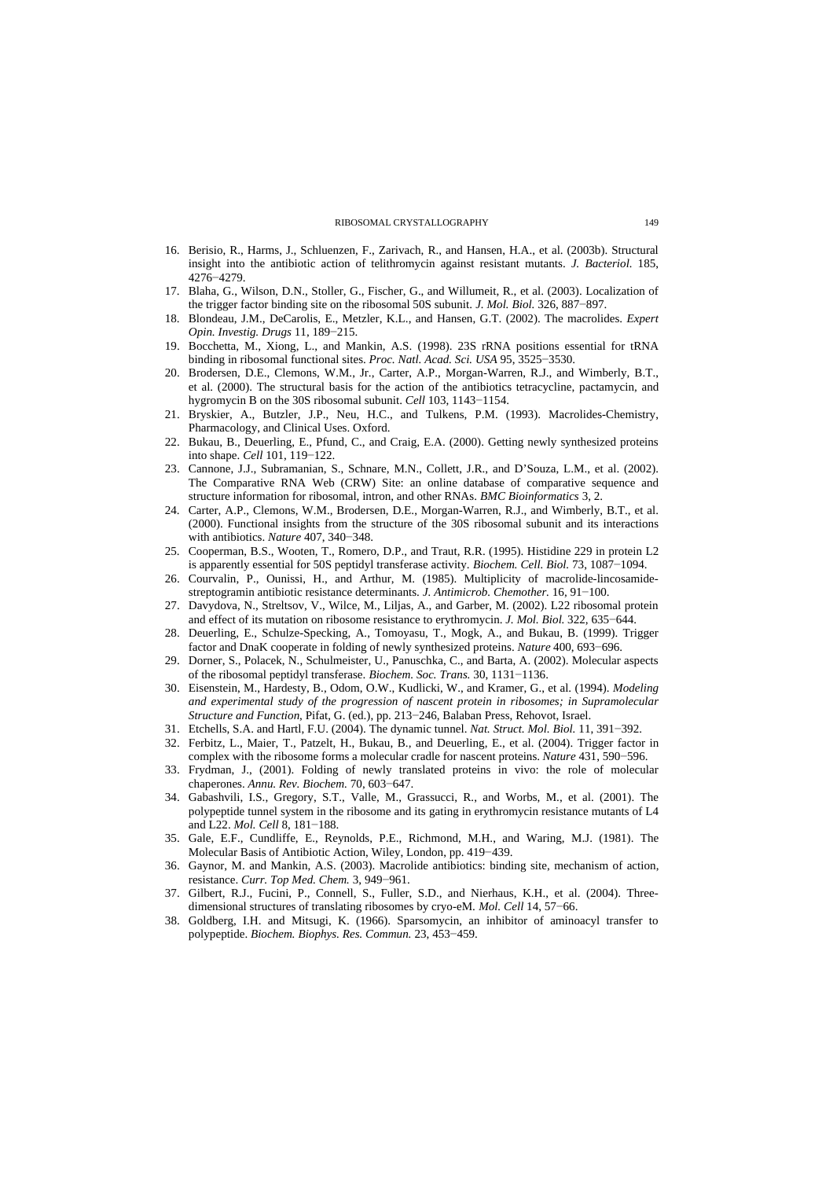16. Berisio, R., Harms, J., Schluenzen, F., Zarivach, R., and Hansen, H.A., et al. (2003b). Structural insight into the antibiotic action of telithromycin against resistant mutants. *J. Bacteriol.* 185, 4276−4279.
17. Blaha, G., Wilson, D.N., Stoller, G., Fischer, G., and Willumeit, R., et al. (2003). Localization of the trigger factor binding site on the ribosomal 50S subunit. *J. Mol. Biol.* 326, 887−897.
18. Blondeau, J.M., DeCarolis, E., Metzler, K.L., and Hansen, G.T. (2002). The macrolides. *Expert Opin. Investig. Drugs* 11, 189−215.
19. Bocchetta, M., Xiong, L., and Mankin, A.S. (1998). 23S rRNA positions essential for tRNA binding in ribosomal functional sites. *Proc. Natl. Acad. Sci. USA* 95, 3525−3530.
20. Brodersen, D.E., Clemons, W.M., Jr., Carter, A.P., Morgan-Warren, R.J., and Wimberly, B.T., et al. (2000). The structural basis for the action of the antibiotics tetracycline, pactamycin, and hygromycin B on the 30S ribosomal subunit. *Cell* 103, 1143−1154.
21. Bryskier, A., Butzler, J.P., Neu, H.C., and Tulkens, P.M. (1993). Macrolides-Chemistry, Pharmacology, and Clinical Uses. Oxford.
22. Bukau, B., Deuerling, E., Pfund, C., and Craig, E.A. (2000). Getting newly synthesized proteins into shape. *Cell* 101, 119−122.
23. Cannone, J.J., Subramanian, S., Schnare, M.N., Collett, J.R., and D'Souza, L.M., et al. (2002). The Comparative RNA Web (CRW) Site: an online database of comparative sequence and structure information for ribosomal, intron, and other RNAs. *BMC Bioinformatics* 3, 2.
24. Carter, A.P., Clemons, W.M., Brodersen, D.E., Morgan-Warren, R.J., and Wimberly, B.T., et al. (2000). Functional insights from the structure of the 30S ribosomal subunit and its interactions with antibiotics. *Nature* 407, 340−348.
25. Cooperman, B.S., Wooten, T., Romero, D.P., and Traut, R.R. (1995). Histidine 229 in protein L2 is apparently essential for 50S peptidyl transferase activity. *Biochem. Cell. Biol.* 73, 1087−1094.
26. Courvalin, P., Ounissi, H., and Arthur, M. (1985). Multiplicity of macrolide-lincosamide-streptogramin antibiotic resistance determinants. *J. Antimicrob. Chemother.* 16, 91−100.
27. Davydova, N., Streltsov, V., Wilce, M., Liljas, A., and Garber, M. (2002). L22 ribosomal protein and effect of its mutation on ribosome resistance to erythromycin. *J. Mol. Biol.* 322, 635−644.
28. Deuerling, E., Schulze-Specking, A., Tomoyasu, T., Mogk, A., and Bukau, B. (1999). Trigger factor and DnaK cooperate in folding of newly synthesized proteins. *Nature* 400, 693−696.
29. Dorner, S., Polacek, N., Schulmeister, U., Panuschka, C., and Barta, A. (2002). Molecular aspects of the ribosomal peptidyl transferase. *Biochem. Soc. Trans.* 30, 1131−1136.
30. Eisenstein, M., Hardesty, B., Odom, O.W., Kudlicki, W., and Kramer, G., et al. (1994). *Modeling and experimental study of the progression of nascent protein in ribosomes; in Supramolecular Structure and Function*, Pifat, G. (ed.), pp. 213−246, Balaban Press, Rehovot, Israel.
31. Etchells, S.A. and Hartl, F.U. (2004). The dynamic tunnel. *Nat. Struct. Mol. Biol.* 11, 391−392.
32. Ferbitz, L., Maier, T., Patzelt, H., Bukau, B., and Deuerling, E., et al. (2004). Trigger factor in complex with the ribosome forms a molecular cradle for nascent proteins. *Nature* 431, 590−596.
33. Frydman, J., (2001). Folding of newly translated proteins in vivo: the role of molecular chaperones. *Annu. Rev. Biochem.* 70, 603−647.
34. Gabashvili, I.S., Gregory, S.T., Valle, M., Grassucci, R., and Worbs, M., et al. (2001). The polypeptide tunnel system in the ribosome and its gating in erythromycin resistance mutants of L4 and L22. *Mol. Cell* 8, 181−188.
35. Gale, E.F., Cundliffe, E., Reynolds, P.E., Richmond, M.H., and Waring, M.J. (1981). The Molecular Basis of Antibiotic Action, Wiley, London, pp. 419−439.
36. Gaynor, M. and Mankin, A.S. (2003). Macrolide antibiotics: binding site, mechanism of action, resistance. *Curr. Top Med. Chem.* 3, 949−961.
37. Gilbert, R.J., Fucini, P., Connell, S., Fuller, S.D., and Nierhaus, K.H., et al. (2004). Three-dimensional structures of translating ribosomes by cryo-eM. *Mol. Cell* 14, 57−66.
38. Goldberg, I.H. and Mitsugi, K. (1966). Sparsomycin, an inhibitor of aminoacyl transfer to polypeptide. *Biochem. Biophys. Res. Commun.* 23, 453−459.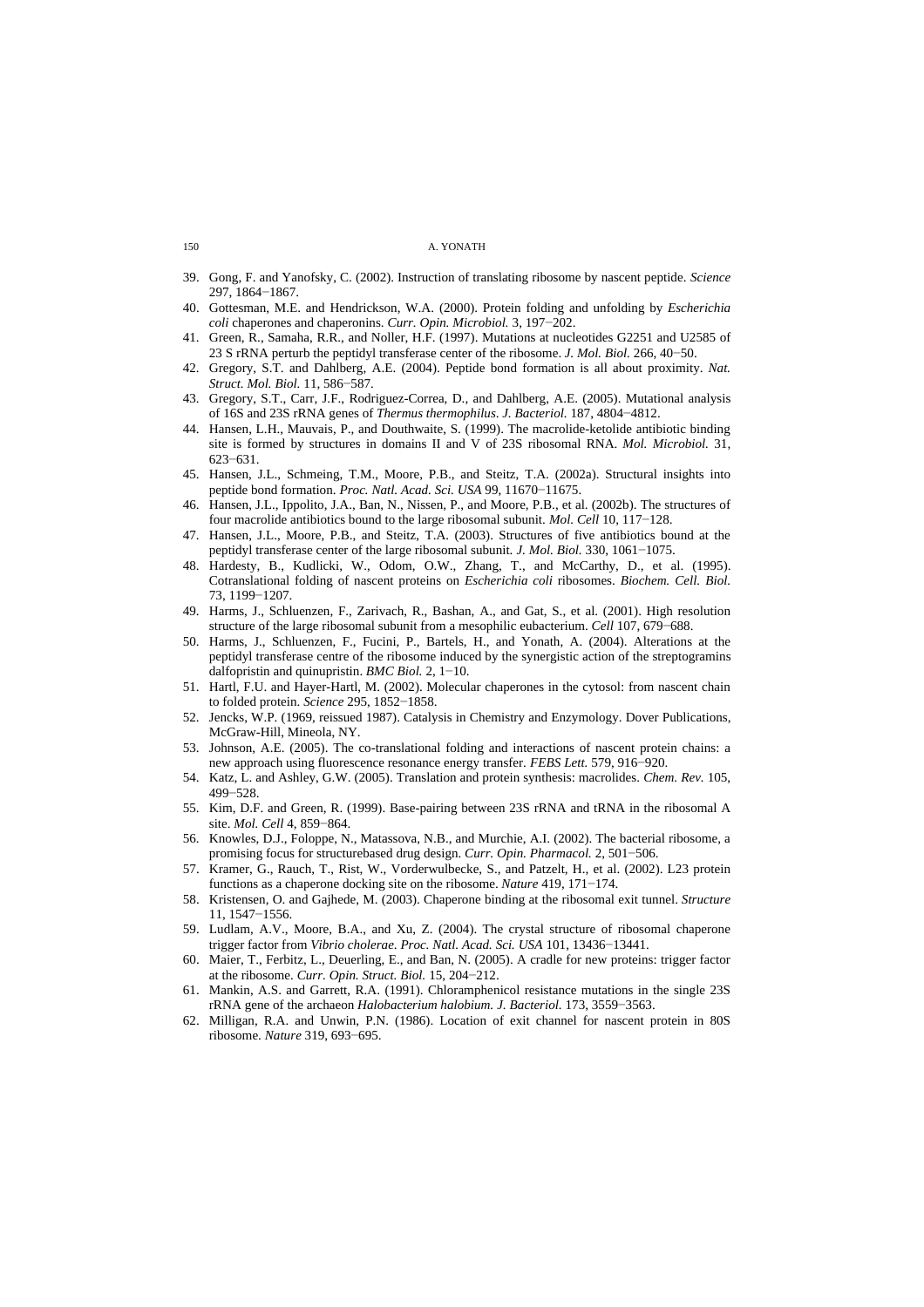39. Gong, F. and Yanofsky, C. (2002). Instruction of translating ribosome by nascent peptide. *Science* 297, 1864−1867.
40. Gottesman, M.E. and Hendrickson, W.A. (2000). Protein folding and unfolding by *Escherichia coli* chaperones and chaperonins. *Curr. Opin. Microbiol.* 3, 197−202.
41. Green, R., Samaha, R.R., and Noller, H.F. (1997). Mutations at nucleotides G2251 and U2585 of 23 S rRNA perturb the peptidyl transferase center of the ribosome. *J. Mol. Biol.* 266, 40−50.
42. Gregory, S.T. and Dahlberg, A.E. (2004). Peptide bond formation is all about proximity. *Nat. Struct. Mol. Biol.* 11, 586−587.
43. Gregory, S.T., Carr, J.F., Rodriguez-Correa, D., and Dahlberg, A.E. (2005). Mutational analysis of 16S and 23S rRNA genes of *Thermus thermophilus*. *J. Bacteriol.* 187, 4804−4812.
44. Hansen, L.H., Mauvais, P., and Douthwaite, S. (1999). The macrolide-ketolide antibiotic binding site is formed by structures in domains II and V of 23S ribosomal RNA. *Mol. Microbiol.* 31, 623−631.
45. Hansen, J.L., Schmeing, T.M., Moore, P.B., and Steitz, T.A. (2002a). Structural insights into peptide bond formation. *Proc. Natl. Acad. Sci. USA* 99, 11670−11675.
46. Hansen, J.L., Ippolito, J.A., Ban, N., Nissen, P., and Moore, P.B., et al. (2002b). The structures of four macrolide antibiotics bound to the large ribosomal subunit. *Mol. Cell* 10, 117−128.
47. Hansen, J.L., Moore, P.B., and Steitz, T.A. (2003). Structures of five antibiotics bound at the peptidyl transferase center of the large ribosomal subunit. *J. Mol. Biol.* 330, 1061−1075.
48. Hardesty, B., Kudlicki, W., Odom, O.W., Zhang, T., and McCarthy, D., et al. (1995). Cotranslational folding of nascent proteins on *Escherichia coli* ribosomes. *Biochem. Cell. Biol.* 73, 1199−1207.
49. Harms, J., Schluenzen, F., Zarivach, R., Bashan, A., and Gat, S., et al. (2001). High resolution structure of the large ribosomal subunit from a mesophilic eubacterium. *Cell* 107, 679−688.
50. Harms, J., Schluenzen, F., Fucini, P., Bartels, H., and Yonath, A. (2004). Alterations at the peptidyl transferase centre of the ribosome induced by the synergistic action of the streptogramins dalfopristin and quinupristin. *BMC Biol.* 2, 1−10.
51. Hartl, F.U. and Hayer-Hartl, M. (2002). Molecular chaperones in the cytosol: from nascent chain to folded protein. *Science* 295, 1852−1858.
52. Jencks, W.P. (1969, reissued 1987). Catalysis in Chemistry and Enzymology. Dover Publications, McGraw-Hill, Mineola, NY.
53. Johnson, A.E. (2005). The co-translational folding and interactions of nascent protein chains: a new approach using fluorescence resonance energy transfer. *FEBS Lett.* 579, 916−920.
54. Katz, L. and Ashley, G.W. (2005). Translation and protein synthesis: macrolides. *Chem. Rev.* 105, 499−528.
55. Kim, D.F. and Green, R. (1999). Base-pairing between 23S rRNA and tRNA in the ribosomal A site. *Mol. Cell* 4, 859−864.
56. Knowles, D.J., Foloppe, N., Matassova, N.B., and Murchie, A.I. (2002). The bacterial ribosome, a promising focus for structurebased drug design. *Curr. Opin. Pharmacol.* 2, 501−506.
57. Kramer, G., Rauch, T., Rist, W., Vorderwulbecke, S., and Patzelt, H., et al. (2002). L23 protein functions as a chaperone docking site on the ribosome. *Nature* 419, 171−174.
58. Kristensen, O. and Gajhede, M. (2003). Chaperone binding at the ribosomal exit tunnel. *Structure* 11, 1547−1556.
59. Ludlam, A.V., Moore, B.A., and Xu, Z. (2004). The crystal structure of ribosomal chaperone trigger factor from *Vibrio cholerae*. *Proc. Natl. Acad. Sci. USA* 101, 13436−13441.
60. Maier, T., Ferbitz, L., Deuerling, E., and Ban, N. (2005). A cradle for new proteins: trigger factor at the ribosome. *Curr. Opin. Struct. Biol.* 15, 204−212.
61. Mankin, A.S. and Garrett, R.A. (1991). Chloramphenicol resistance mutations in the single 23S rRNA gene of the archaeon *Halobacterium halobium*. *J. Bacteriol.* 173, 3559−3563.
62. Milligan, R.A. and Unwin, P.N. (1986). Location of exit channel for nascent protein in 80S ribosome. *Nature* 319, 693−695.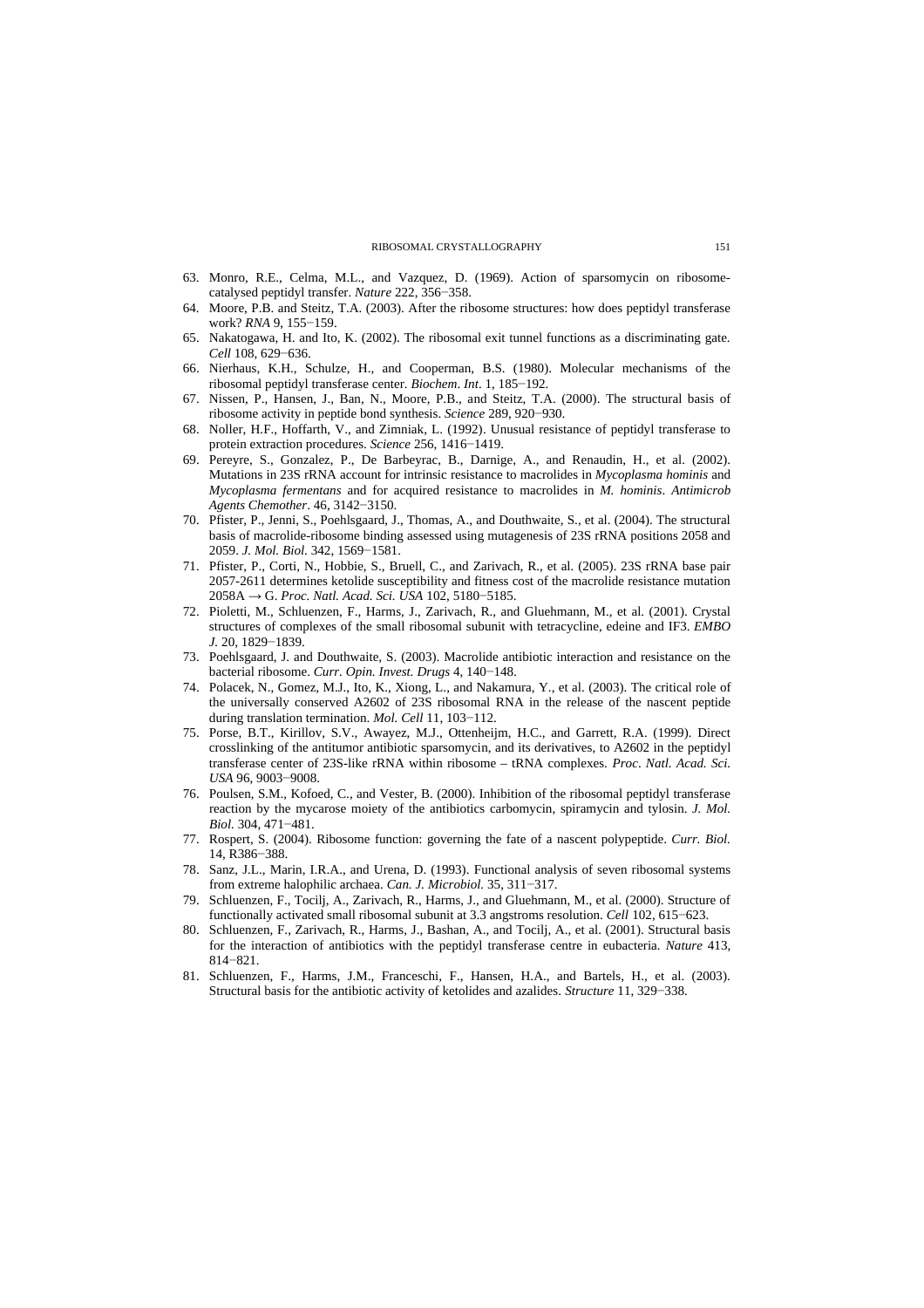63. Monro, R.E., Celma, M.L., and Vazquez, D. (1969). Action of sparsomycin on ribosome-catalysed peptidyl transfer. *Nature* 222, 356−358.
64. Moore, P.B. and Steitz, T.A. (2003). After the ribosome structures: how does peptidyl transferase work? *RNA* 9, 155−159.
65. Nakatogawa, H. and Ito, K. (2002). The ribosomal exit tunnel functions as a discriminating gate. *Cell* 108, 629−636.
66. Nierhaus, K.H., Schulze, H., and Cooperman, B.S. (1980). Molecular mechanisms of the ribosomal peptidyl transferase center. *Biochem*. *Int*. 1, 185−192.
67. Nissen, P., Hansen, J., Ban, N., Moore, P.B., and Steitz, T.A. (2000). The structural basis of ribosome activity in peptide bond synthesis. *Science* 289, 920−930.
68. Noller, H.F., Hoffarth, V., and Zimniak, L. (1992). Unusual resistance of peptidyl transferase to protein extraction procedures. *Science* 256, 1416−1419.
69. Pereyre, S., Gonzalez, P., De Barbeyrac, B., Darnige, A., and Renaudin, H., et al. (2002). Mutations in 23S rRNA account for intrinsic resistance to macrolides in *Mycoplasma hominis* and *Mycoplasma fermentans* and for acquired resistance to macrolides in *M. hominis*. *Antimicrob Agents Chemother*. 46, 3142−3150.
70. Pfister, P., Jenni, S., Poehlsgaard, J., Thomas, A., and Douthwaite, S., et al. (2004). The structural basis of macrolide-ribosome binding assessed using mutagenesis of 23S rRNA positions 2058 and 2059. *J. Mol. Biol.* 342, 1569−1581.
71. Pfister, P., Corti, N., Hobbie, S., Bruell, C., and Zarivach, R., et al. (2005). 23S rRNA base pair 2057-2611 determines ketolide susceptibility and fitness cost of the macrolide resistance mutation 2058A → G. *Proc. Natl. Acad. Sci. USA* 102, 5180−5185.
72. Pioletti, M., Schluenzen, F., Harms, J., Zarivach, R., and Gluehmann, M., et al. (2001). Crystal structures of complexes of the small ribosomal subunit with tetracycline, edeine and IF3. *EMBO J.* 20, 1829−1839.
73. Poehlsgaard, J. and Douthwaite, S. (2003). Macrolide antibiotic interaction and resistance on the bacterial ribosome. *Curr. Opin. Invest. Drugs* 4, 140−148.
74. Polacek, N., Gomez, M.J., Ito, K., Xiong, L., and Nakamura, Y., et al. (2003). The critical role of the universally conserved A2602 of 23S ribosomal RNA in the release of the nascent peptide during translation termination. *Mol. Cell* 11, 103−112.
75. Porse, B.T., Kirillov, S.V., Awayez, M.J., Ottenheijm, H.C., and Garrett, R.A. (1999). Direct crosslinking of the antitumor antibiotic sparsomycin, and its derivatives, to A2602 in the peptidyl transferase center of 23S-like rRNA within ribosome – tRNA complexes. *Proc. Natl. Acad. Sci. USA* 96, 9003−9008.
76. Poulsen, S.M., Kofoed, C., and Vester, B. (2000). Inhibition of the ribosomal peptidyl transferase reaction by the mycarose moiety of the antibiotics carbomycin, spiramycin and tylosin. *J. Mol. Biol*. 304, 471−481.
77. Rospert, S. (2004). Ribosome function: governing the fate of a nascent polypeptide. *Curr. Biol.* 14, R386−388.
78. Sanz, J.L., Marin, I.R.A., and Urena, D. (1993). Functional analysis of seven ribosomal systems from extreme halophilic archaea. *Can. J. Microbiol.* 35, 311−317.
79. Schluenzen, F., Tocilj, A., Zarivach, R., Harms, J., and Gluehmann, M., et al. (2000). Structure of functionally activated small ribosomal subunit at 3.3 angstroms resolution. *Cell* 102, 615−623.
80. Schluenzen, F., Zarivach, R., Harms, J., Bashan, A., and Tocilj, A., et al. (2001). Structural basis for the interaction of antibiotics with the peptidyl transferase centre in eubacteria. *Nature* 413, 814−821.
81. Schluenzen, F., Harms, J.M., Franceschi, F., Hansen, H.A., and Bartels, H., et al. (2003). Structural basis for the antibiotic activity of ketolides and azalides. *Structure* 11, 329−338.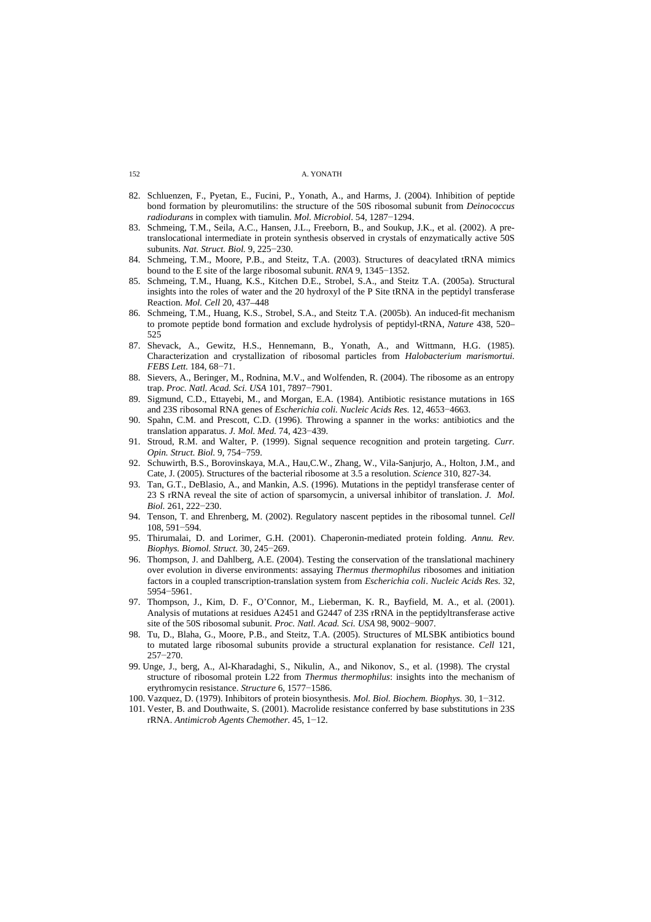82. Schluenzen, F., Pyetan, E., Fucini, P., Yonath, A., and Harms, J. (2004). Inhibition of peptide bond formation by pleuromutilins: the structure of the 50S ribosomal subunit from *Deinococcus radiodurans* in complex with tiamulin. *Mol. Microbiol.* 54, 1287−1294.
83. Schmeing, T.M., Seila, A.C., Hansen, J.L., Freeborn, B., and Soukup, J.K., et al. (2002). A pre-translocational intermediate in protein synthesis observed in crystals of enzymatically active 50S subunits. *Nat. Struct. Biol.* 9, 225−230.
84. Schmeing, T.M., Moore, P.B., and Steitz, T.A. (2003). Structures of deacylated tRNA mimics bound to the E site of the large ribosomal subunit. *RNA* 9, 1345−1352.
85. Schmeing, T.M., Huang, K.S., Kitchen D.E., Strobel, S.A., and Steitz T.A. (2005a). Structural insights into the roles of water and the 20 hydroxyl of the P Site tRNA in the peptidyl transferase Reaction. *Mol. Cell* 20, 437–448
86. Schmeing, T.M., Huang, K.S., Strobel, S.A., and Steitz T.A. (2005b). An induced-fit mechanism to promote peptide bond formation and exclude hydrolysis of peptidyl-tRNA, *Nature* 438, 520–525
87. Shevack, A., Gewitz, H.S., Hennemann, B., Yonath, A., and Wittmann, H.G. (1985). Characterization and crystallization of ribosomal particles from *Halobacterium marismortui. FEBS Lett.* 184, 68−71.
88. Sievers, A., Beringer, M., Rodnina, M.V., and Wolfenden, R. (2004). The ribosome as an entropy trap. *Proc. Natl. Acad. Sci. USA* 101, 7897−7901.
89. Sigmund, C.D., Ettayebi, M., and Morgan, E.A. (1984). Antibiotic resistance mutations in 16S and 23S ribosomal RNA genes of *Escherichia coli. Nucleic Acids Res.* 12, 4653−4663.
90. Spahn, C.M. and Prescott, C.D. (1996). Throwing a spanner in the works: antibiotics and the translation apparatus. *J. Mol. Med.* 74, 423−439.
91. Stroud, R.M. and Walter, P. (1999). Signal sequence recognition and protein targeting. *Curr. Opin. Struct. Biol.* 9, 754−759.
92. Schuwirth, B.S., Borovinskaya, M.A., Hau,C.W., Zhang, W., Vila-Sanjurjo, A., Holton, J.M., and Cate, J. (2005). Structures of the bacterial ribosome at 3.5 a resolution. *Science* 310, 827-34.
93. Tan, G.T., DeBlasio, A., and Mankin, A.S. (1996). Mutations in the peptidyl transferase center of 23 S rRNA reveal the site of action of sparsomycin, a universal inhibitor of translation. *J. Mol. Biol.* 261, 222−230.
94. Tenson, T. and Ehrenberg, M. (2002). Regulatory nascent peptides in the ribosomal tunnel. *Cell* 108, 591−594.
95. Thirumalai, D. and Lorimer, G.H. (2001). Chaperonin-mediated protein folding. *Annu. Rev. Biophys. Biomol. Struct.* 30, 245−269.
96. Thompson, J. and Dahlberg, A.E. (2004). Testing the conservation of the translational machinery over evolution in diverse environments: assaying *Thermus thermophilus* ribosomes and initiation factors in a coupled transcription-translation system from *Escherichia coli*. *Nucleic Acids Res.* 32, 5954−5961.
97. Thompson, J., Kim, D. F., O'Connor, M., Lieberman, K. R., Bayfield, M. A., et al. (2001). Analysis of mutations at residues A2451 and G2447 of 23S rRNA in the peptidyltransferase active site of the 50S ribosomal subunit. *Proc. Natl. Acad. Sci. USA* 98, 9002−9007.
98. Tu, D., Blaha, G., Moore, P.B., and Steitz, T.A. (2005). Structures of MLSBK antibiotics bound to mutated large ribosomal subunits provide a structural explanation for resistance. *Cell* 121, 257−270.
99. Unge, J., berg, A., Al-Kharadaghi, S., Nikulin, A., and Nikonov, S., et al. (1998). The crystal structure of ribosomal protein L22 from *Thermus thermophilus*: insights into the mechanism of erythromycin resistance. *Structure* 6, 1577−1586.
100. Vazquez, D. (1979). Inhibitors of protein biosynthesis. *Mol. Biol. Biochem. Biophys.* 30, 1−312.
101. Vester, B. and Douthwaite, S. (2001). Macrolide resistance conferred by base substitutions in 23S rRNA. *Antimicrob Agents Chemother*. 45, 1−12.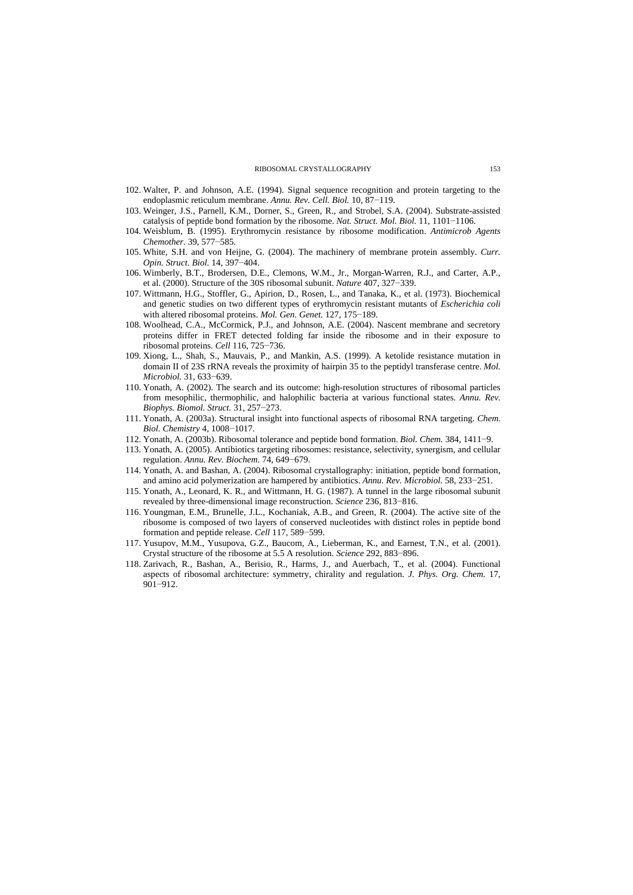102. Walter, P. and Johnson, A.E. (1994). Signal sequence recognition and protein targeting to the endoplasmic reticulum membrane. *Annu. Rev. Cell. Biol.* 10, 87−119.
103. Weinger, J.S., Parnell, K.M., Dorner, S., Green, R., and Strobel, S.A. (2004). Substrate-assisted catalysis of peptide bond formation by the ribosome. *Nat. Struct. Mol. Biol.* 11, 1101−1106.
104. Weisblum, B. (1995). Erythromycin resistance by ribosome modification. *Antimicrob Agents Chemother*. 39, 577−585.
105. White, S.H. and von Heijne, G. (2004). The machinery of membrane protein assembly. *Curr. Opin. Struct. Biol.* 14, 397−404.
106. Wimberly, B.T., Brodersen, D.E., Clemons, W.M., Jr., Morgan-Warren, R.J., and Carter, A.P., et al. (2000). Structure of the 30S ribosomal subunit. *Nature* 407, 327−339.
107. Wittmann, H.G., Stoffler, G., Apirion, D., Rosen, L., and Tanaka, K., et al. (1973). Biochemical and genetic studies on two different types of erythromycin resistant mutants of *Escherichia coli* with altered ribosomal proteins. *Mol. Gen. Genet.* 127, 175−189.
108. Woolhead, C.A., McCormick, P.J., and Johnson, A.E. (2004). Nascent membrane and secretory proteins differ in FRET detected folding far inside the ribosome and in their exposure to ribosomal proteins. *Cell* 116, 725−736.
109. Xiong, L., Shah, S., Mauvais, P., and Mankin, A.S. (1999). A ketolide resistance mutation in domain II of 23S rRNA reveals the proximity of hairpin 35 to the peptidyl transferase centre. *Mol. Microbiol.* 31, 633−639.
110. Yonath, A. (2002). The search and its outcome: high-resolution structures of ribosomal particles from mesophilic, thermophilic, and halophilic bacteria at various functional states. *Annu. Rev. Biophys. Biomol. Struct.* 31, 257−273.
111. Yonath, A. (2003a). Structural insight into functional aspects of ribosomal RNA targeting. *Chem. Biol. Chemistry* 4, 1008−1017.
112. Yonath, A. (2003b). Ribosomal tolerance and peptide bond formation. *Biol. Chem.* 384, 1411−9.
113. Yonath, A. (2005). Antibiotics targeting ribosomes: resistance, selectivity, synergism, and cellular regulation. *Annu. Rev. Biochem.* 74, 649−679.
114. Yonath, A. and Bashan, A. (2004). Ribosomal crystallography: initiation, peptide bond formation, and amino acid polymerization are hampered by antibiotics. *Annu. Rev. Microbiol.* 58, 233−251.
115. Yonath, A., Leonard, K. R., and Wittmann, H. G. (1987). A tunnel in the large ribosomal subunit revealed by three-dimensional image reconstruction. *Science* 236, 813−816.
116. Youngman, E.M., Brunelle, J.L., Kochaniak, A.B., and Green, R. (2004). The active site of the ribosome is composed of two layers of conserved nucleotides with distinct roles in peptide bond formation and peptide release. *Cell* 117, 589−599.
117. Yusupov, M.M., Yusupova, G.Z., Baucom, A., Lieberman, K., and Earnest, T.N., et al. (2001). Crystal structure of the ribosome at 5.5 A resolution. *Science* 292, 883−896.
118. Zarivach, R., Bashan, A., Berisio, R., Harms, J., and Auerbach, T., et al. (2004). Functional aspects of ribosomal architecture: symmetry, chirality and regulation. *J. Phys. Org. Chem.* 17, 901−912.